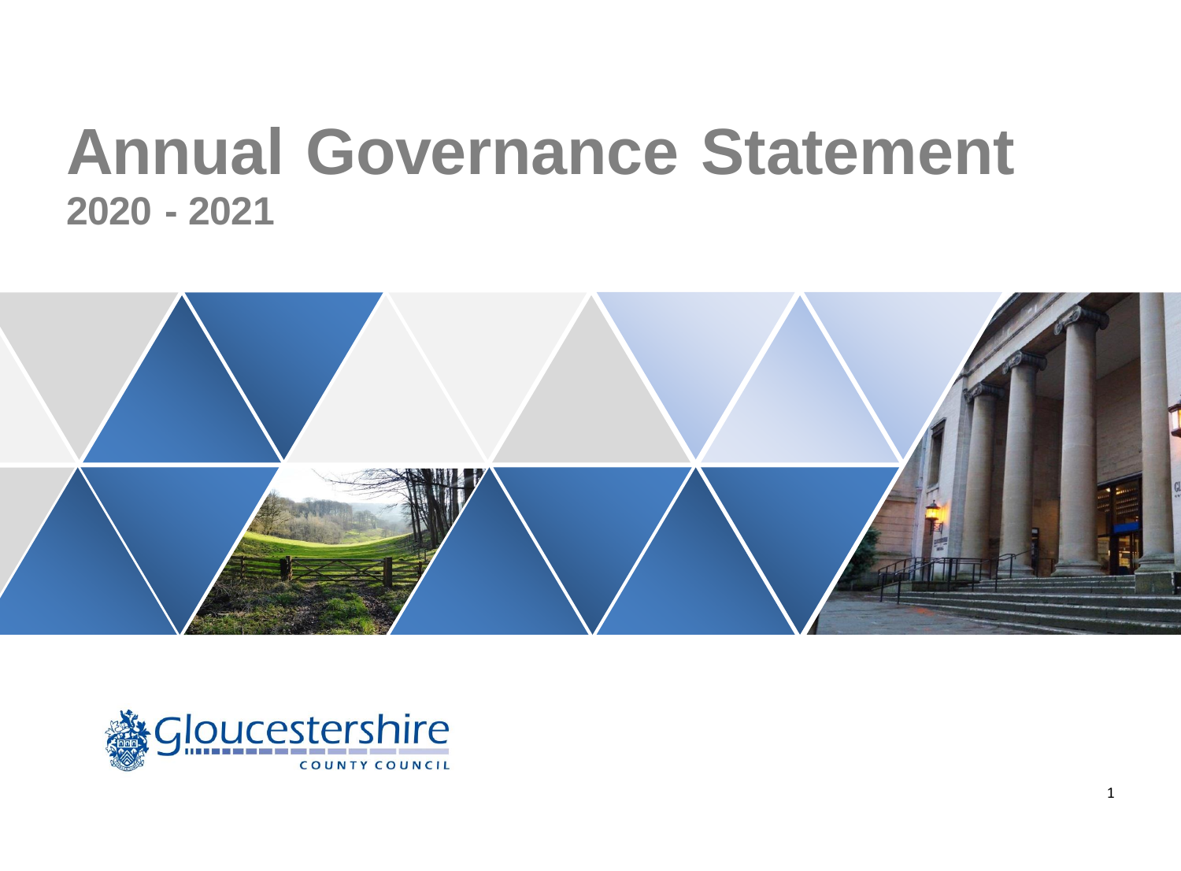# Annual Governance Statement

## 2020 - 2021

Gloucestershire

COUNTY COUNCIL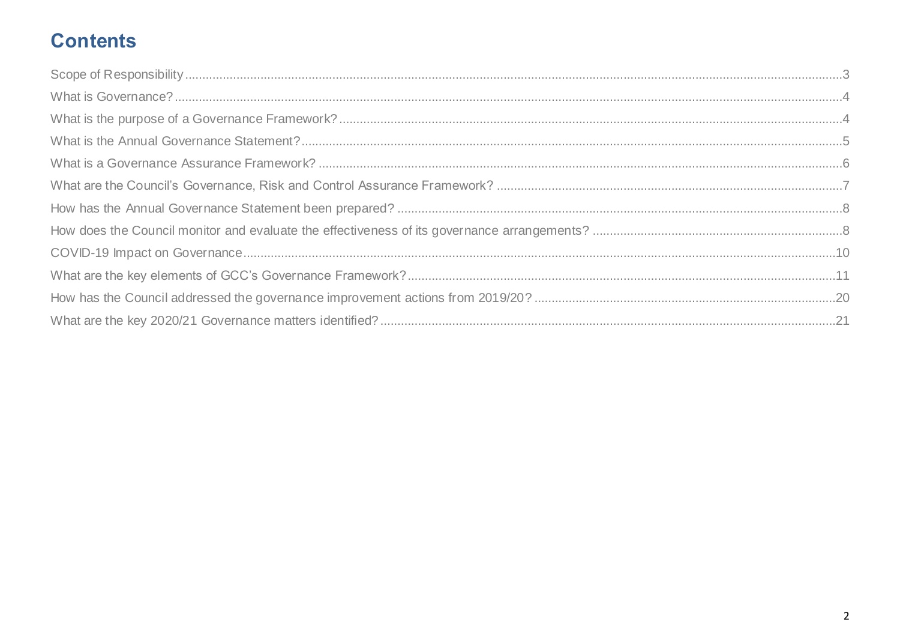# Contents

Scope of Responsibility .....3
What is Governance? .....4
What is the purpose of a Governance Framework? .....4
What is the Annual Governance Statement? .....5
What is a Governance Assurance Framework? .....6
What are the Council's Governance, Risk and Control Assurance Framework? .....7
How has the Annual Governance Statement been prepared? .....8
How does the Council monitor and evaluate the effectiveness of its governance arrangements? .....8
COVID-19 Impact on Governance .....10
What are the key elements of GCC's Governance Framework? .....11
How has the Council addressed the governance improvement actions from 2019/20? .....20
What are the key 2020/21 Governance matters identified? .....21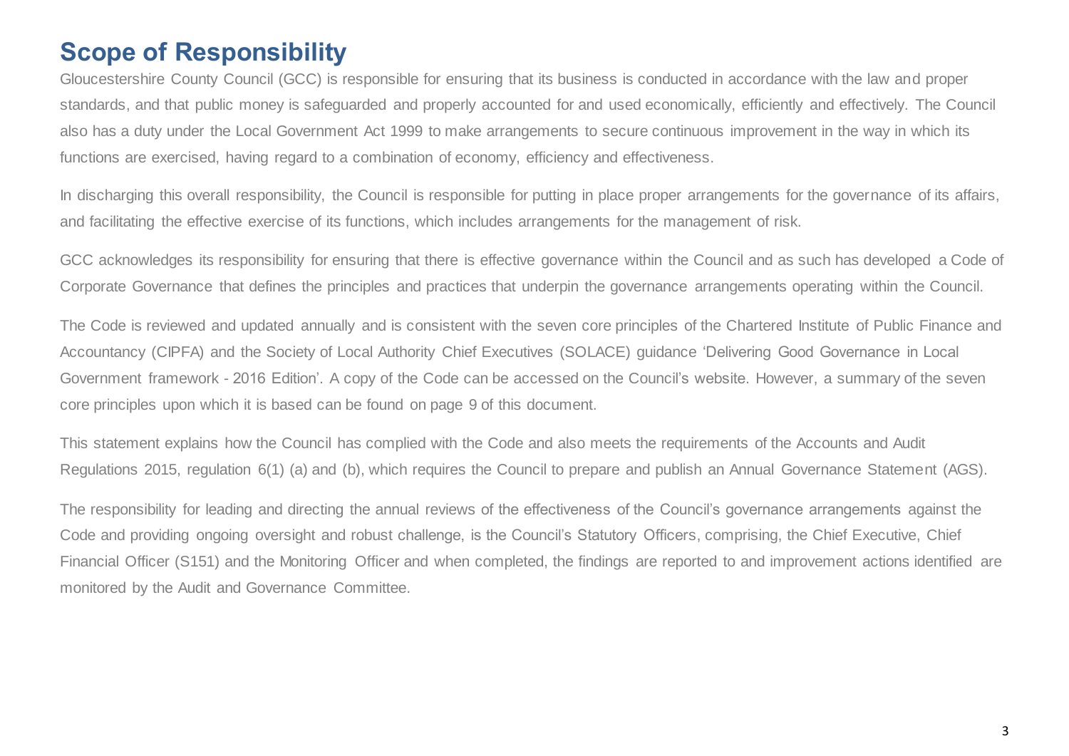## Scope of Responsibility

Gloucestershire County Council (GCC) is responsible for ensuring that its business is conducted in accordance with the law and proper standards, and that public money is safeguarded and properly accounted for and used economically, efficiently and effectively. The Council also has a duty under the Local Government Act 1999 to make arrangements to secure continuous improvement in the way in which its functions are exercised, having regard to a combination of economy, efficiency and effectiveness.

In discharging this overall responsibility, the Council is responsible for putting in place proper arrangements for the governance of its affairs, and facilitating the effective exercise of its functions, which includes arrangements for the management of risk.

GCC acknowledges its responsibility for ensuring that there is effective governance within the Council and as such has developed a Code of Corporate Governance that defines the principles and practices that underpin the governance arrangements operating within the Council.

The Code is reviewed and updated annually and is consistent with the seven core principles of the Chartered Institute of Public Finance and Accountancy (CIPFA) and the Society of Local Authority Chief Executives (SOLACE) guidance 'Delivering Good Governance in Local Government framework - 2016 Edition'. A copy of the Code can be accessed on the Council's website. However, a summary of the seven core principles upon which it is based can be found on page 9 of this document.

This statement explains how the Council has complied with the Code and also meets the requirements of the Accounts and Audit Regulations 2015, regulation 6(1) (a) and (b), which requires the Council to prepare and publish an Annual Governance Statement (AGS).

The responsibility for leading and directing the annual reviews of the effectiveness of the Council's governance arrangements against the Code and providing ongoing oversight and robust challenge, is the Council's Statutory Officers, comprising, the Chief Executive, Chief Financial Officer (S151) and the Monitoring Officer and when completed, the findings are reported to and improvement actions identified are monitored by the Audit and Governance Committee.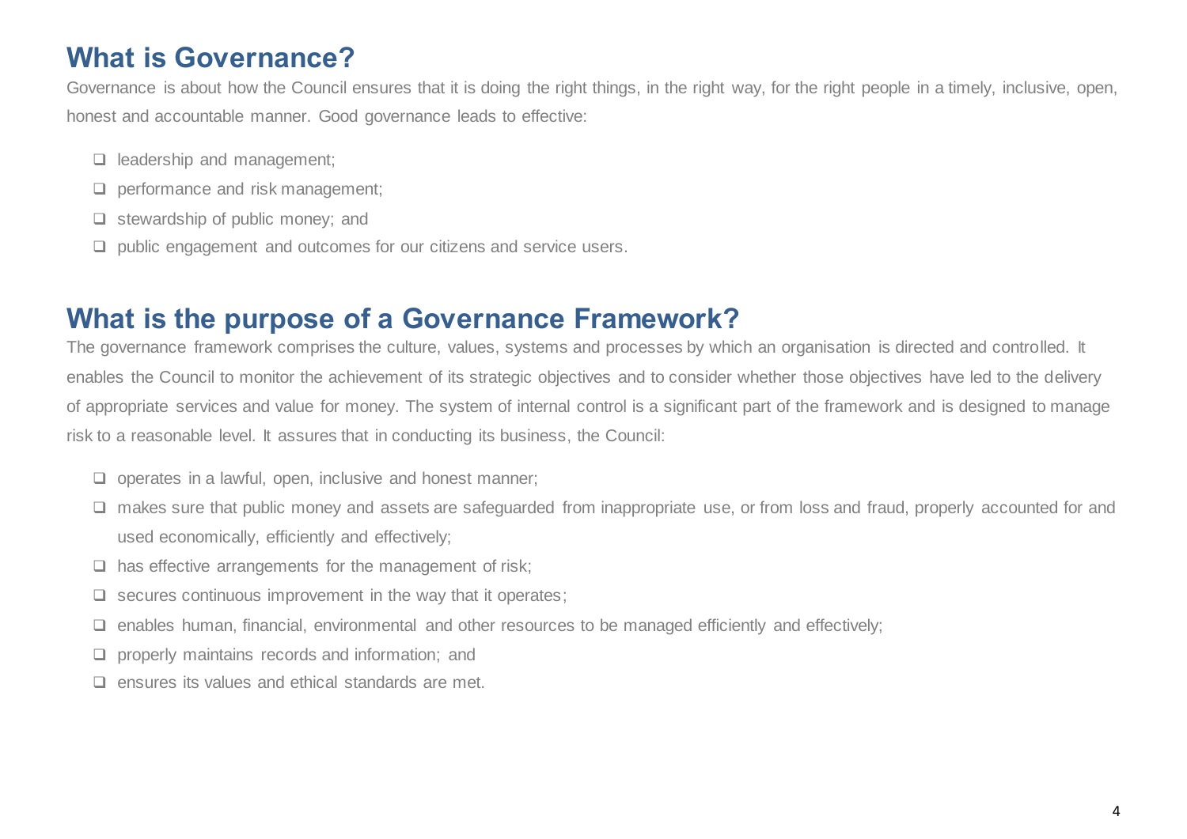## What is Governance?

Governance is about how the Council ensures that it is doing the right things, in the right way, for the right people in a timely, inclusive, open, honest and accountable manner. Good governance leads to effective:

- leadership and management;
- performance and risk management;
- stewardship of public money; and
- public engagement and outcomes for our citizens and service users.

## What is the purpose of a Governance Framework?

The governance framework comprises the culture, values, systems and processes by which an organisation is directed and controlled. It enables the Council to monitor the achievement of its strategic objectives and to consider whether those objectives have led to the delivery of appropriate services and value for money. The system of internal control is a significant part of the framework and is designed to manage risk to a reasonable level. It assures that in conducting its business, the Council:

- operates in a lawful, open, inclusive and honest manner;
- makes sure that public money and assets are safeguarded from inappropriate use, or from loss and fraud, properly accounted for and used economically, efficiently and effectively;
- has effective arrangements for the management of risk;
- secures continuous improvement in the way that it operates;
- enables human, financial, environmental and other resources to be managed efficiently and effectively;
- properly maintains records and information; and
- ensures its values and ethical standards are met.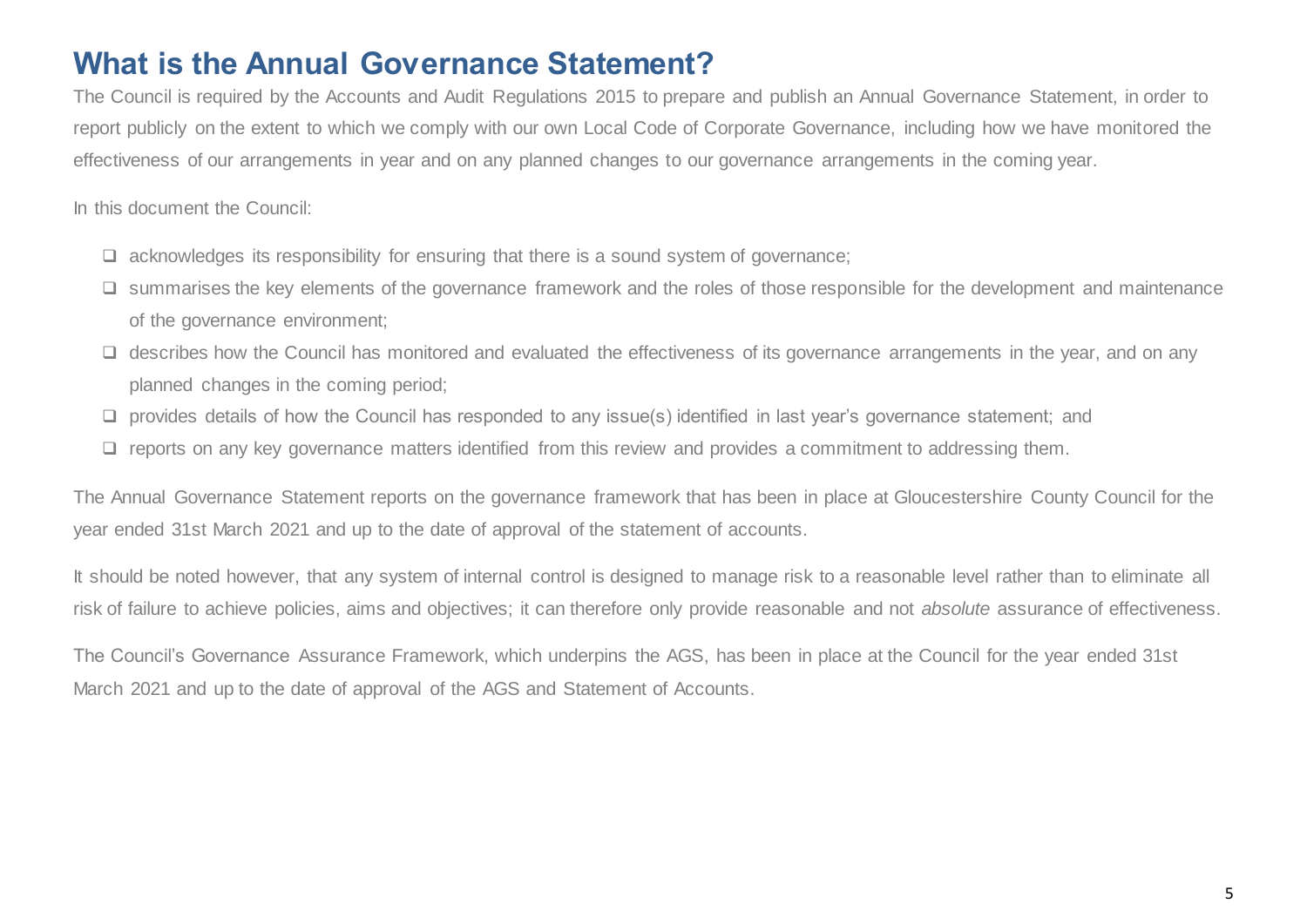## What is the Annual Governance Statement?

The Council is required by the Accounts and Audit Regulations 2015 to prepare and publish an Annual Governance Statement, in order to report publicly on the extent to which we comply with our own Local Code of Corporate Governance, including how we have monitored the effectiveness of our arrangements in year and on any planned changes to our governance arrangements in the coming year.

In this document the Council:

- acknowledges its responsibility for ensuring that there is a sound system of governance;
- summarises the key elements of the governance framework and the roles of those responsible for the development and maintenance of the governance environment;
- describes how the Council has monitored and evaluated the effectiveness of its governance arrangements in the year, and on any planned changes in the coming period;
- provides details of how the Council has responded to any issue(s) identified in last year's governance statement; and
- reports on any key governance matters identified from this review and provides a commitment to addressing them.

The Annual Governance Statement reports on the governance framework that has been in place at Gloucestershire County Council for the year ended 31st March 2021 and up to the date of approval of the statement of accounts.

It should be noted however, that any system of internal control is designed to manage risk to a reasonable level rather than to eliminate all risk of failure to achieve policies, aims and objectives; it can therefore only provide reasonable and not *absolute* assurance of effectiveness.

The Council's Governance Assurance Framework, which underpins the AGS, has been in place at the Council for the year ended 31st March 2021 and up to the date of approval of the AGS and Statement of Accounts.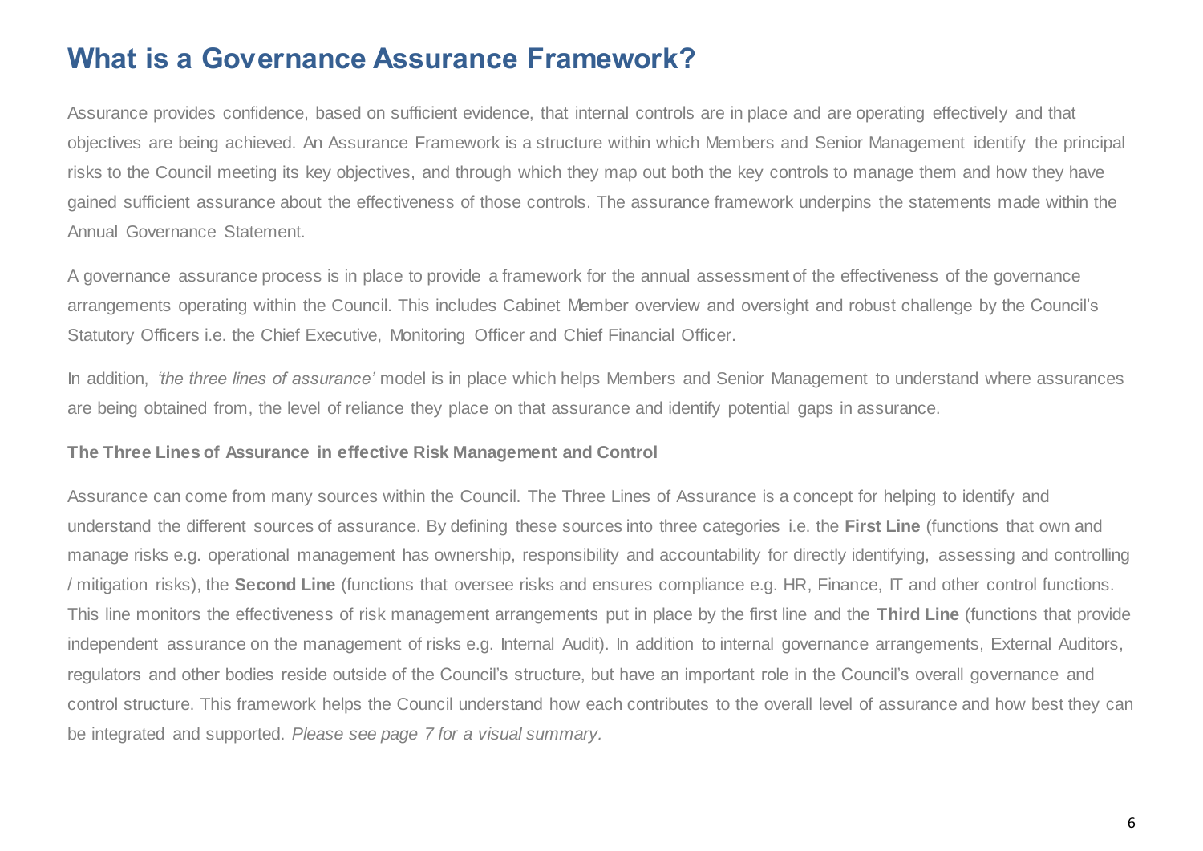# What is a Governance Assurance Framework?

Assurance provides confidence, based on sufficient evidence, that internal controls are in place and are operating effectively and that objectives are being achieved. An Assurance Framework is a structure within which Members and Senior Management identify the principal risks to the Council meeting its key objectives, and through which they map out both the key controls to manage them and how they have gained sufficient assurance about the effectiveness of those controls. The assurance framework underpins the statements made within the Annual Governance Statement.

A governance assurance process is in place to provide a framework for the annual assessment of the effectiveness of the governance arrangements operating within the Council. This includes Cabinet Member overview and oversight and robust challenge by the Council's Statutory Officers i.e. the Chief Executive, Monitoring Officer and Chief Financial Officer.

In addition, *'the three lines of assurance'* model is in place which helps Members and Senior Management to understand where assurances are being obtained from, the level of reliance they place on that assurance and identify potential gaps in assurance.

**The Three Lines of Assurance in effective Risk Management and Control**

Assurance can come from many sources within the Council. The Three Lines of Assurance is a concept for helping to identify and understand the different sources of assurance. By defining these sources into three categories i.e. the **First Line** (functions that own and manage risks e.g. operational management has ownership, responsibility and accountability for directly identifying, assessing and controlling / mitigation risks), the **Second Line** (functions that oversee risks and ensures compliance e.g. HR, Finance, IT and other control functions. This line monitors the effectiveness of risk management arrangements put in place by the first line and the **Third Line** (functions that provide independent assurance on the management of risks e.g. Internal Audit). In addition to internal governance arrangements, External Auditors, regulators and other bodies reside outside of the Council's structure, but have an important role in the Council's overall governance and control structure. This framework helps the Council understand how each contributes to the overall level of assurance and how best they can be integrated and supported. *Please see page 7 for a visual summary.*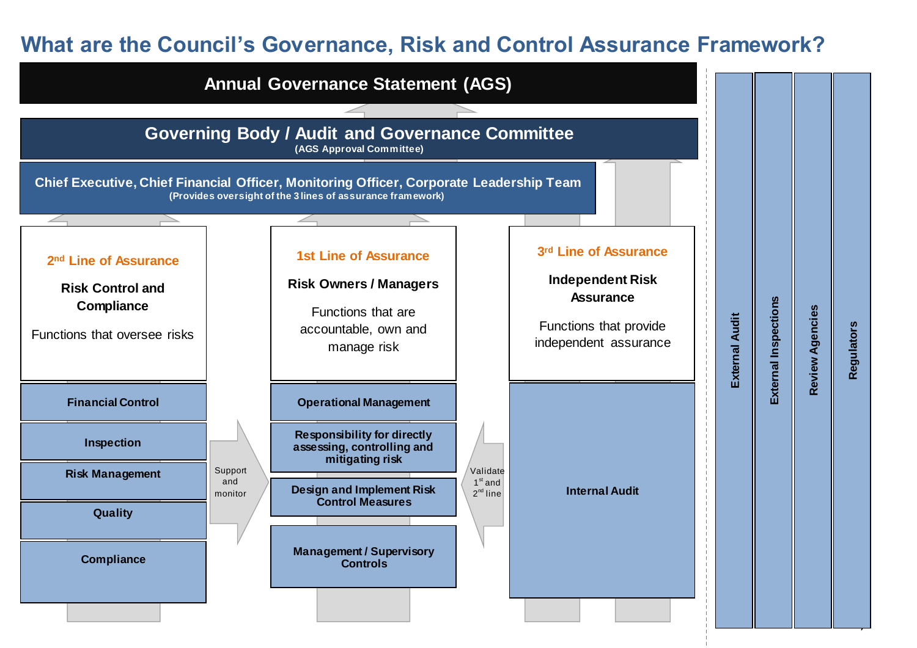## What are the Council's Governance, Risk and Control Assurance Framework?

**Annual Governance Statement (AGS)**

**Governing Body / Audit and Governance Committee**
(AGS Approval Committee)

**Chief Executive, Chief Financial Officer, Monitoring Officer, Corporate Leadership Team**
(Provides oversight of the 3 lines of assurance framework)

**2nd Line of Assurance**

**Risk Control and Compliance**

Functions that oversee risks

- Financial Control
- Inspection
- Risk Management
- Quality
- Compliance

Support and monitor

**1st Line of Assurance**

**Risk Owners / Managers**

Functions that are accountable, own and manage risk

- Operational Management
- Responsibility for directly assessing, controlling and mitigating risk
- Design and Implement Risk Control Measures
- Management / Supervisory Controls

Validate 1st and 2nd line

**3rd Line of Assurance**

**Independent Risk Assurance**

Functions that provide independent assurance

- Internal Audit

**External Audit** | **External Inspections** | **Review Agencies** | **Regulators**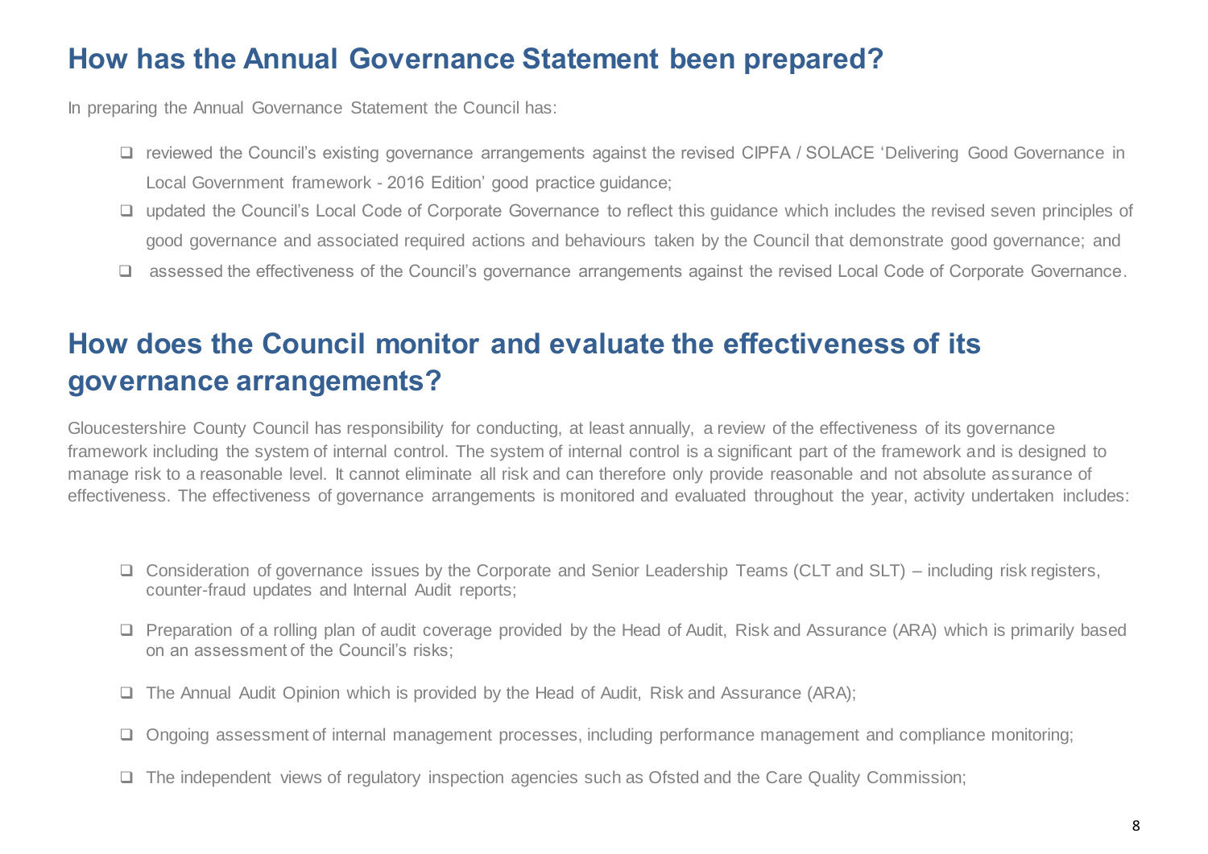## How has the Annual Governance Statement been prepared?

In preparing the Annual Governance Statement the Council has:

- reviewed the Council's existing governance arrangements against the revised CIPFA / SOLACE 'Delivering Good Governance in Local Government framework - 2016 Edition' good practice guidance;
- updated the Council's Local Code of Corporate Governance to reflect this guidance which includes the revised seven principles of good governance and associated required actions and behaviours taken by the Council that demonstrate good governance; and
- assessed the effectiveness of the Council's governance arrangements against the revised Local Code of Corporate Governance.

## How does the Council monitor and evaluate the effectiveness of its governance arrangements?

Gloucestershire County Council has responsibility for conducting, at least annually, a review of the effectiveness of its governance framework including the system of internal control. The system of internal control is a significant part of the framework and is designed to manage risk to a reasonable level. It cannot eliminate all risk and can therefore only provide reasonable and not absolute assurance of effectiveness. The effectiveness of governance arrangements is monitored and evaluated throughout the year, activity undertaken includes:

- Consideration of governance issues by the Corporate and Senior Leadership Teams (CLT and SLT) – including risk registers, counter-fraud updates and Internal Audit reports;
- Preparation of a rolling plan of audit coverage provided by the Head of Audit, Risk and Assurance (ARA) which is primarily based on an assessment of the Council's risks;
- The Annual Audit Opinion which is provided by the Head of Audit, Risk and Assurance (ARA);
- Ongoing assessment of internal management processes, including performance management and compliance monitoring;
- The independent views of regulatory inspection agencies such as Ofsted and the Care Quality Commission;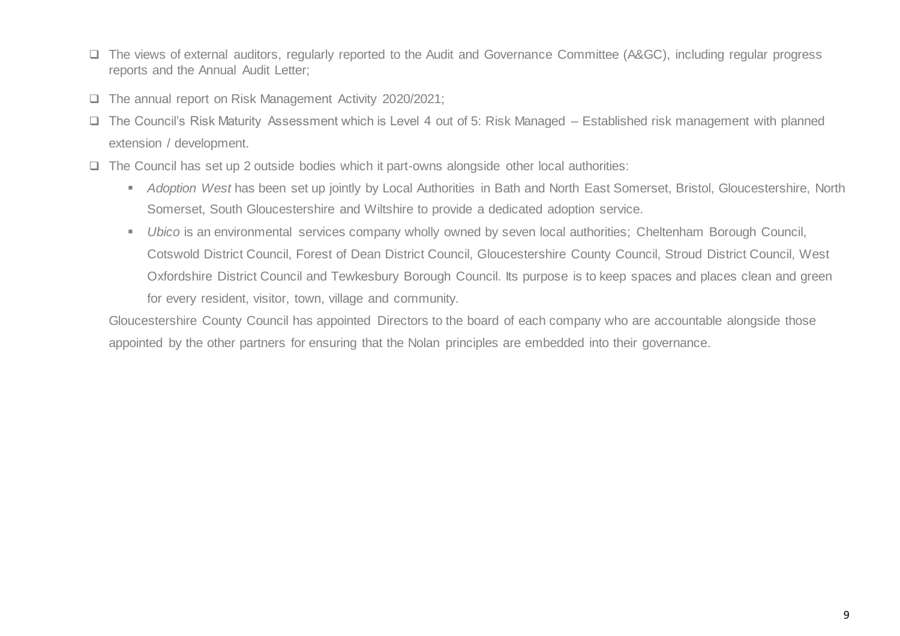- The views of external auditors, regularly reported to the Audit and Governance Committee (A&GC), including regular progress reports and the Annual Audit Letter;
- The annual report on Risk Management Activity 2020/2021;
- The Council's Risk Maturity Assessment which is Level 4 out of 5: Risk Managed – Established risk management with planned extension / development.
- The Council has set up 2 outside bodies which it part-owns alongside other local authorities:
  - *Adoption West* has been set up jointly by Local Authorities in Bath and North East Somerset, Bristol, Gloucestershire, North Somerset, South Gloucestershire and Wiltshire to provide a dedicated adoption service.
  - *Ubico* is an environmental services company wholly owned by seven local authorities; Cheltenham Borough Council, Cotswold District Council, Forest of Dean District Council, Gloucestershire County Council, Stroud District Council, West Oxfordshire District Council and Tewkesbury Borough Council. Its purpose is to keep spaces and places clean and green for every resident, visitor, town, village and community.

  Gloucestershire County Council has appointed Directors to the board of each company who are accountable alongside those appointed by the other partners for ensuring that the Nolan principles are embedded into their governance.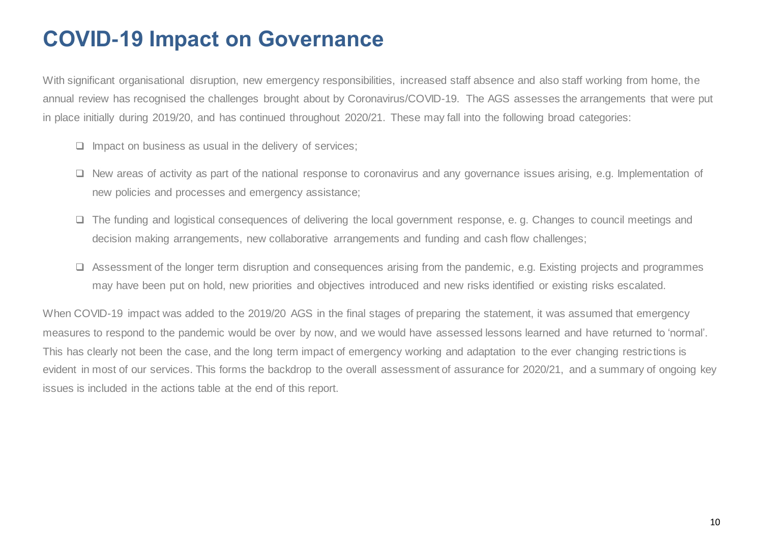# COVID-19 Impact on Governance

With significant organisational disruption, new emergency responsibilities, increased staff absence and also staff working from home, the annual review has recognised the challenges brought about by Coronavirus/COVID-19. The AGS assesses the arrangements that were put in place initially during 2019/20, and has continued throughout 2020/21. These may fall into the following broad categories:

- Impact on business as usual in the delivery of services;
- New areas of activity as part of the national response to coronavirus and any governance issues arising, e.g. Implementation of new policies and processes and emergency assistance;
- The funding and logistical consequences of delivering the local government response, e. g. Changes to council meetings and decision making arrangements, new collaborative arrangements and funding and cash flow challenges;
- Assessment of the longer term disruption and consequences arising from the pandemic, e.g. Existing projects and programmes may have been put on hold, new priorities and objectives introduced and new risks identified or existing risks escalated.

When COVID-19 impact was added to the 2019/20 AGS in the final stages of preparing the statement, it was assumed that emergency measures to respond to the pandemic would be over by now, and we would have assessed lessons learned and have returned to 'normal'. This has clearly not been the case, and the long term impact of emergency working and adaptation to the ever changing restrictions is evident in most of our services. This forms the backdrop to the overall assessment of assurance for 2020/21, and a summary of ongoing key issues is included in the actions table at the end of this report.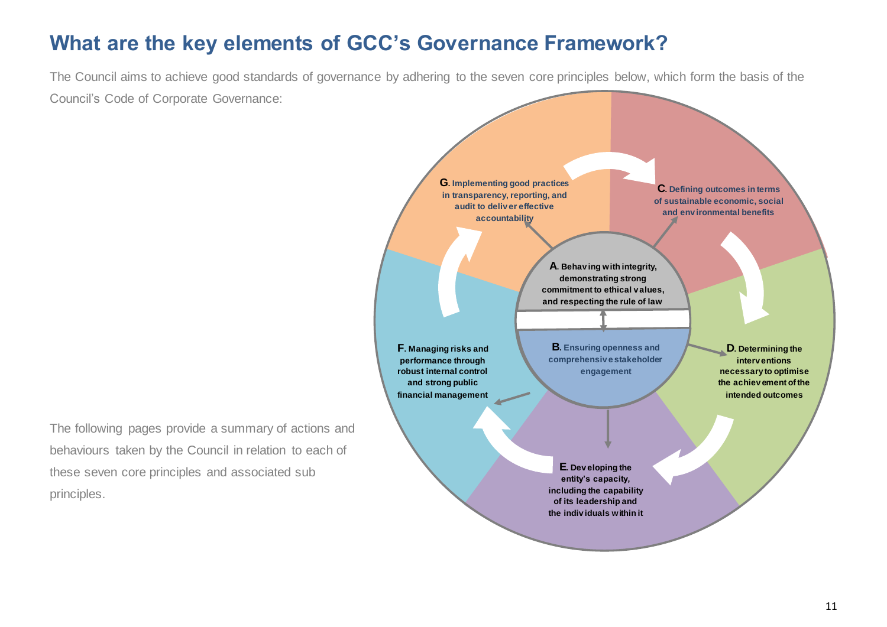# What are the key elements of GCC's Governance Framework?

The Council aims to achieve good standards of governance by adhering to the seven core principles below, which form the basis of the Council's Code of Corporate Governance:

**A**. Behaving with integrity, demonstrating strong commitment to ethical values, and respecting the rule of law

**B**. Ensuring openness and comprehensive stakeholder engagement

**C**. Defining outcomes in terms of sustainable economic, social and environmental benefits

**D**. Determining the interventions necessary to optimise the achievement of the intended outcomes

**E**. Developing the entity's capacity, including the capability of its leadership and the individuals within it

**F**. Managing risks and performance through robust internal control and strong public financial management

**G**. Implementing good practices in transparency, reporting, and audit to deliver effective accountability

The following pages provide a summary of actions and behaviours taken by the Council in relation to each of these seven core principles and associated sub principles.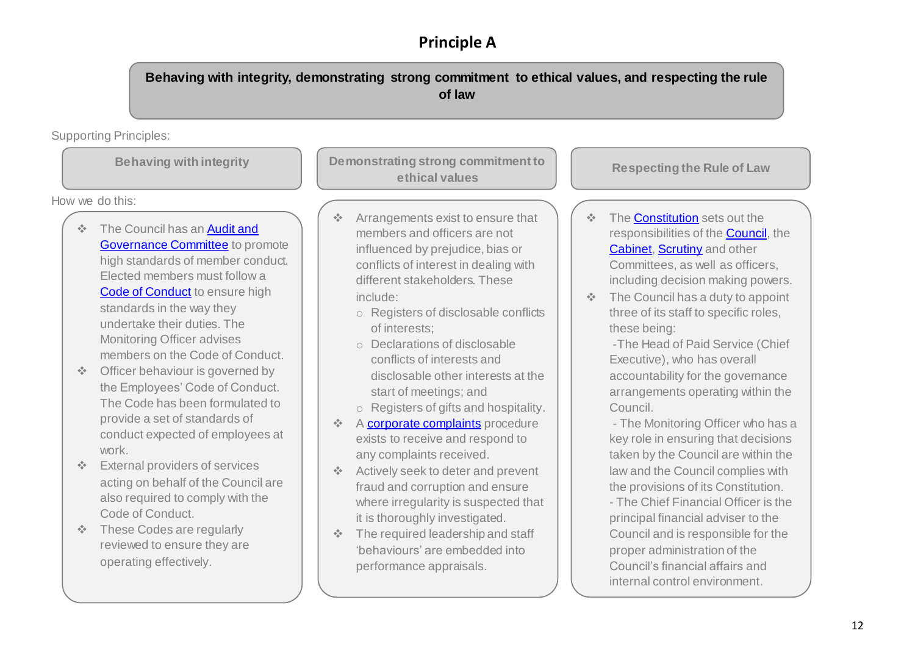# Principle A

**Behaving with integrity, demonstrating strong commitment to ethical values, and respecting the rule of law**

Supporting Principles:

How we do this:

## Behaving with integrity

- The Council has an Audit and Governance Committee to promote high standards of member conduct. Elected members must follow a Code of Conduct to ensure high standards in the way they undertake their duties. The Monitoring Officer advises members on the Code of Conduct.
- Officer behaviour is governed by the Employees' Code of Conduct. The Code has been formulated to provide a set of standards of conduct expected of employees at work.
- External providers of services acting on behalf of the Council are also required to comply with the Code of Conduct.
- These Codes are regularly reviewed to ensure they are operating effectively.

## Demonstrating strong commitment to ethical values

- Arrangements exist to ensure that members and officers are not influenced by prejudice, bias or conflicts of interest in dealing with different stakeholders. These include:
  - Registers of disclosable conflicts of interests;
  - Declarations of disclosable conflicts of interests and disclosable other interests at the start of meetings; and
  - Registers of gifts and hospitality.
- A corporate complaints procedure exists to receive and respond to any complaints received.
- Actively seek to deter and prevent fraud and corruption and ensure where irregularity is suspected that it is thoroughly investigated.
- The required leadership and staff 'behaviours' are embedded into performance appraisals.

## Respecting the Rule of Law

- The Constitution sets out the responsibilities of the Council, the Cabinet, Scrutiny and other Committees, as well as officers, including decision making powers.
- The Council has a duty to appoint three of its staff to specific roles, these being:
  - The Head of Paid Service (Chief Executive), who has overall accountability for the governance arrangements operating within the Council.
  - The Monitoring Officer who has a key role in ensuring that decisions taken by the Council are within the law and the Council complies with the provisions of its Constitution.
  - The Chief Financial Officer is the principal financial adviser to the Council and is responsible for the proper administration of the Council's financial affairs and internal control environment.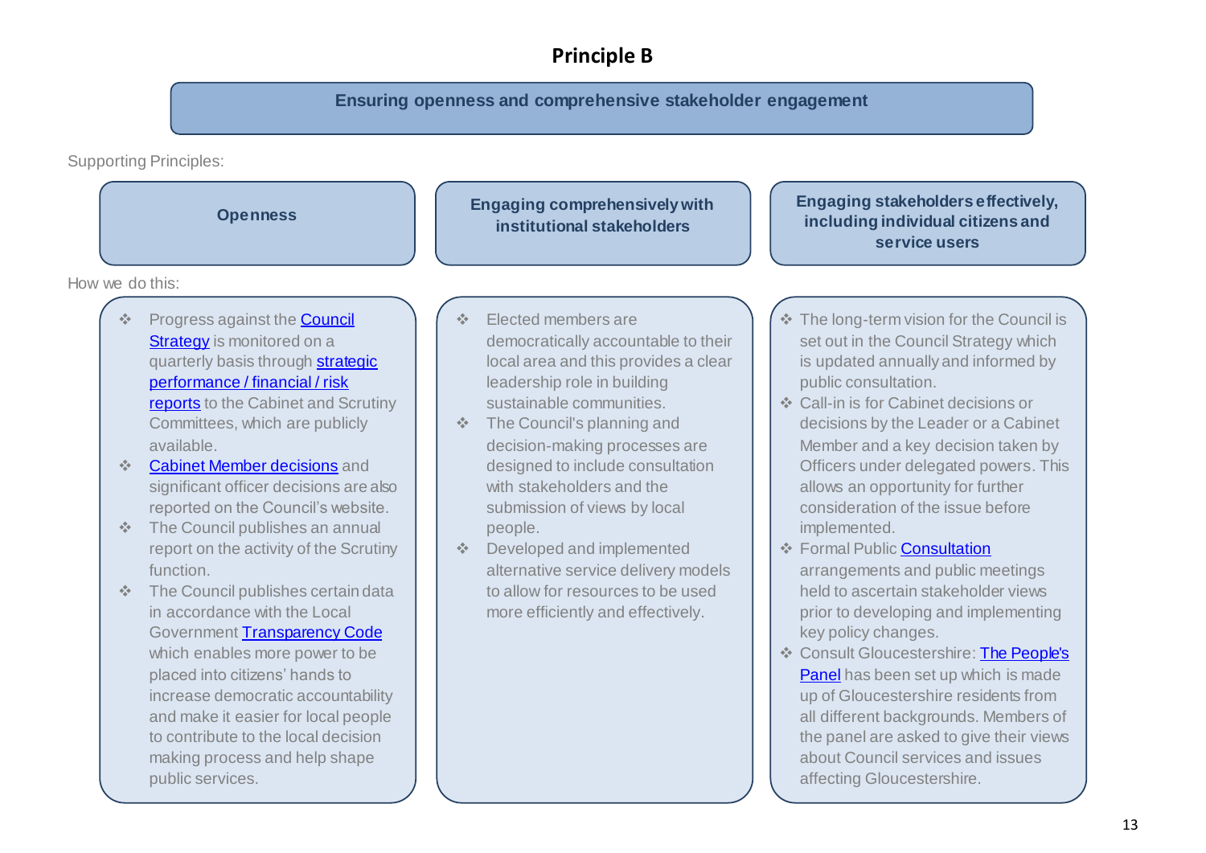# Principle B

## Ensuring openness and comprehensive stakeholder engagement

Supporting Principles:

### Openness

How we do this:

- Progress against the Council Strategy is monitored on a quarterly basis through strategic performance / financial / risk reports to the Cabinet and Scrutiny Committees, which are publicly available.
- Cabinet Member decisions and significant officer decisions are also reported on the Council's website.
- The Council publishes an annual report on the activity of the Scrutiny function.
- The Council publishes certain data in accordance with the Local Government Transparency Code which enables more power to be placed into citizens' hands to increase democratic accountability and make it easier for local people to contribute to the local decision making process and help shape public services.

### Engaging comprehensively with institutional stakeholders

How we do this:

- Elected members are democratically accountable to their local area and this provides a clear leadership role in building sustainable communities.
- The Council's planning and decision-making processes are designed to include consultation with stakeholders and the submission of views by local people.
- Developed and implemented alternative service delivery models to allow for resources to be used more efficiently and effectively.

### Engaging stakeholders effectively, including individual citizens and service users

How we do this:

- The long-term vision for the Council is set out in the Council Strategy which is updated annually and informed by public consultation.
- Call-in is for Cabinet decisions or decisions by the Leader or a Cabinet Member and a key decision taken by Officers under delegated powers. This allows an opportunity for further consideration of the issue before implemented.
- Formal Public Consultation arrangements and public meetings held to ascertain stakeholder views prior to developing and implementing key policy changes.
- Consult Gloucestershire: The People's Panel has been set up which is made up of Gloucestershire residents from all different backgrounds. Members of the panel are asked to give their views about Council services and issues affecting Gloucestershire.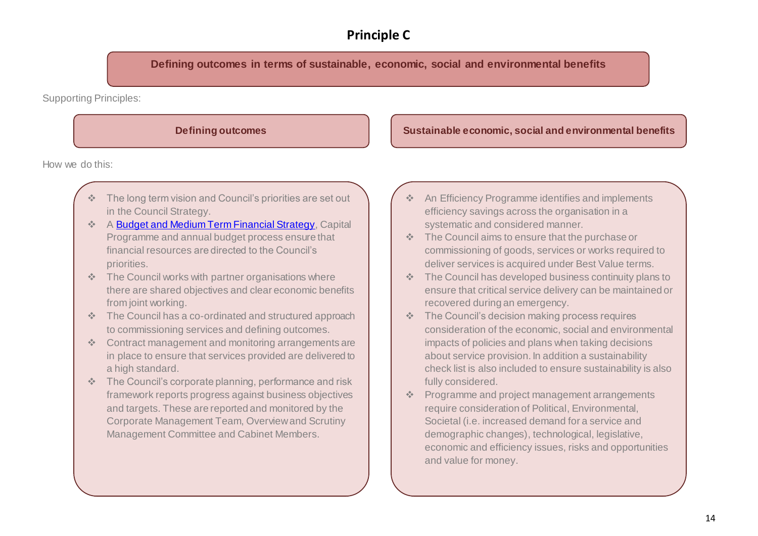# Principle C

**Defining outcomes in terms of sustainable, economic, social and environmental benefits**

Supporting Principles:

### Defining outcomes

How we do this:

- The long term vision and Council's priorities are set out in the Council Strategy.
- A Budget and Medium Term Financial Strategy, Capital Programme and annual budget process ensure that financial resources are directed to the Council's priorities.
- The Council works with partner organisations where there are shared objectives and clear economic benefits from joint working.
- The Council has a co-ordinated and structured approach to commissioning services and defining outcomes.
- Contract management and monitoring arrangements are in place to ensure that services provided are delivered to a high standard.
- The Council's corporate planning, performance and risk framework reports progress against business objectives and targets. These are reported and monitored by the Corporate Management Team, Overview and Scrutiny Management Committee and Cabinet Members.

### Sustainable economic, social and environmental benefits

How we do this:

- An Efficiency Programme identifies and implements efficiency savings across the organisation in a systematic and considered manner.
- The Council aims to ensure that the purchase or commissioning of goods, services or works required to deliver services is acquired under Best Value terms.
- The Council has developed business continuity plans to ensure that critical service delivery can be maintained or recovered during an emergency.
- The Council's decision making process requires consideration of the economic, social and environmental impacts of policies and plans when taking decisions about service provision. In addition a sustainability check list is also included to ensure sustainability is also fully considered.
- Programme and project management arrangements require consideration of Political, Environmental, Societal (i.e. increased demand for a service and demographic changes), technological, legislative, economic and efficiency issues, risks and opportunities and value for money.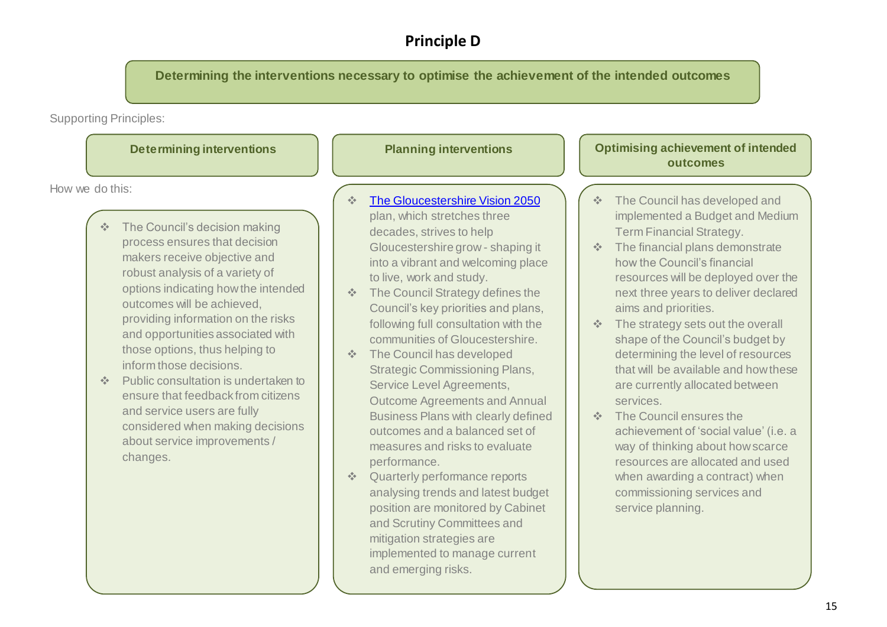## Principle D

**Determining the interventions necessary to optimise the achievement of the intended outcomes**

Supporting Principles:

### Determining interventions

How we do this:

- The Council's decision making process ensures that decision makers receive objective and robust analysis of a variety of options indicating how the intended outcomes will be achieved, providing information on the risks and opportunities associated with those options, thus helping to inform those decisions.
- Public consultation is undertaken to ensure that feedback from citizens and service users are fully considered when making decisions about service improvements / changes.

### Planning interventions

- The Gloucestershire Vision 2050 plan, which stretches three decades, strives to help Gloucestershire grow - shaping it into a vibrant and welcoming place to live, work and study.
- The Council Strategy defines the Council's key priorities and plans, following full consultation with the communities of Gloucestershire.
- The Council has developed Strategic Commissioning Plans, Service Level Agreements, Outcome Agreements and Annual Business Plans with clearly defined outcomes and a balanced set of measures and risks to evaluate performance.
- Quarterly performance reports analysing trends and latest budget position are monitored by Cabinet and Scrutiny Committees and mitigation strategies are implemented to manage current and emerging risks.

### Optimising achievement of intended outcomes

- The Council has developed and implemented a Budget and Medium Term Financial Strategy.
- The financial plans demonstrate how the Council's financial resources will be deployed over the next three years to deliver declared aims and priorities.
- The strategy sets out the overall shape of the Council's budget by determining the level of resources that will be available and how these are currently allocated between services.
- The Council ensures the achievement of 'social value' (i.e. a way of thinking about how scarce resources are allocated and used when awarding a contract) when commissioning services and service planning.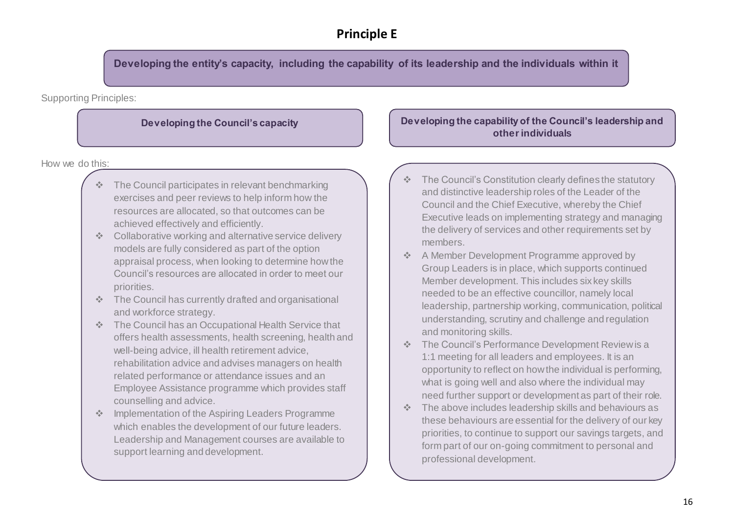# Principle E

**Developing the entity's capacity, including the capability of its leadership and the individuals within it**

Supporting Principles:

## Developing the Council's capacity

How we do this:

- The Council participates in relevant benchmarking exercises and peer reviews to help inform how the resources are allocated, so that outcomes can be achieved effectively and efficiently.
- Collaborative working and alternative service delivery models are fully considered as part of the option appraisal process, when looking to determine how the Council's resources are allocated in order to meet our priorities.
- The Council has currently drafted and organisational and workforce strategy.
- The Council has an Occupational Health Service that offers health assessments, health screening, health and well-being advice, ill health retirement advice, rehabilitation advice and advises managers on health related performance or attendance issues and an Employee Assistance programme which provides staff counselling and advice.
- Implementation of the Aspiring Leaders Programme which enables the development of our future leaders. Leadership and Management courses are available to support learning and development.

## Developing the capability of the Council's leadership and other individuals

- The Council's Constitution clearly defines the statutory and distinctive leadership roles of the Leader of the Council and the Chief Executive, whereby the Chief Executive leads on implementing strategy and managing the delivery of services and other requirements set by members.
- A Member Development Programme approved by Group Leaders is in place, which supports continued Member development. This includes six key skills needed to be an effective councillor, namely local leadership, partnership working, communication, political understanding, scrutiny and challenge and regulation and monitoring skills.
- The Council's Performance Development Review is a 1:1 meeting for all leaders and employees. It is an opportunity to reflect on how the individual is performing, what is going well and also where the individual may need further support or development as part of their role.
- The above includes leadership skills and behaviours as these behaviours are essential for the delivery of our key priorities, to continue to support our savings targets, and form part of our on-going commitment to personal and professional development.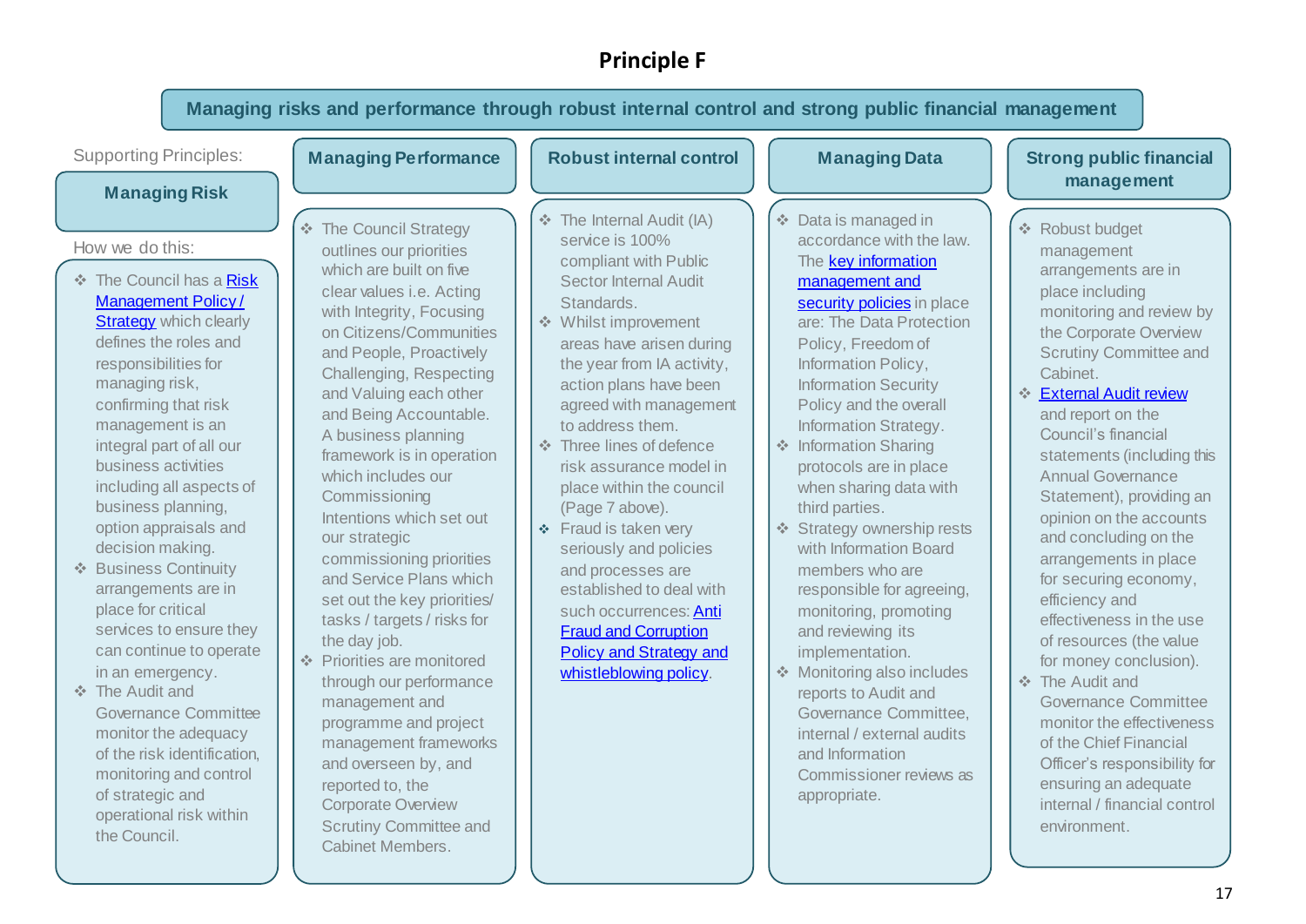# Principle F

## Managing risks and performance through robust internal control and strong public financial management

Supporting Principles:

### Managing Risk

How we do this:

- The Council has a Risk Management Policy / Strategy which clearly defines the roles and responsibilities for managing risk, confirming that risk management is an integral part of all our business activities including all aspects of business planning, option appraisals and decision making.
- Business Continuity arrangements are in place for critical services to ensure they can continue to operate in an emergency.
- The Audit and Governance Committee monitor the adequacy of the risk identification, monitoring and control of strategic and operational risk within the Council.

### Managing Performance

- The Council Strategy outlines our priorities which are built on five clear values i.e. Acting with Integrity, Focusing on Citizens/Communities and People, Proactively Challenging, Respecting and Valuing each other and Being Accountable. A business planning framework is in operation which includes our Commissioning Intentions which set out our strategic commissioning priorities and Service Plans which set out the key priorities/ tasks / targets / risks for the day job.
- Priorities are monitored through our performance management and programme and project management frameworks and overseen by, and reported to, the Corporate Overview Scrutiny Committee and Cabinet Members.

### Robust internal control

- The Internal Audit (IA) service is 100% compliant with Public Sector Internal Audit Standards.
- Whilst improvement areas have arisen during the year from IA activity, action plans have been agreed with management to address them.
- Three lines of defence risk assurance model in place within the council (Page 7 above).
- Fraud is taken very seriously and policies and processes are established to deal with such occurrences: Anti Fraud and Corruption Policy and Strategy and whistleblowing policy.

### Managing Data

- Data is managed in accordance with the law. The key information management and security policies in place are: The Data Protection Policy, Freedom of Information Policy, Information Security Policy and the overall Information Strategy.
- Information Sharing protocols are in place when sharing data with third parties.
- Strategy ownership rests with Information Board members who are responsible for agreeing, monitoring, promoting and reviewing its implementation.
- Monitoring also includes reports to Audit and Governance Committee, internal / external audits and Information Commissioner reviews as appropriate.

### Strong public financial management

- Robust budget management arrangements are in place including monitoring and review by the Corporate Overview Scrutiny Committee and Cabinet.
- External Audit review and report on the Council's financial statements (including this Annual Governance Statement), providing an opinion on the accounts and concluding on the arrangements in place for securing economy, efficiency and effectiveness in the use of resources (the value for money conclusion).
- The Audit and Governance Committee monitor the effectiveness of the Chief Financial Officer's responsibility for ensuring an adequate internal / financial control environment.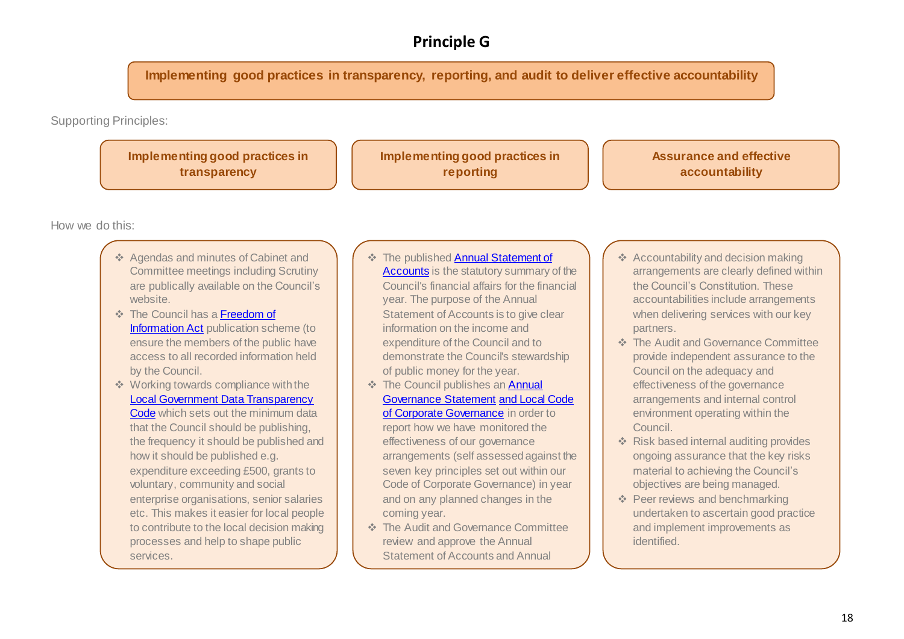# Principle G

**Implementing good practices in transparency, reporting, and audit to deliver effective accountability**

Supporting Principles:

## Implementing good practices in transparency

How we do this:

- Agendas and minutes of Cabinet and Committee meetings including Scrutiny are publically available on the Council's website.
- The Council has a Freedom of Information Act publication scheme (to ensure the members of the public have access to all recorded information held by the Council.
- Working towards compliance with the Local Government Data Transparency Code which sets out the minimum data that the Council should be publishing, the frequency it should be published and how it should be published e.g. expenditure exceeding £500, grants to voluntary, community and social enterprise organisations, senior salaries etc. This makes it easier for local people to contribute to the local decision making processes and help to shape public services.

## Implementing good practices in reporting

- The published Annual Statement of Accounts is the statutory summary of the Council's financial affairs for the financial year. The purpose of the Annual Statement of Accounts is to give clear information on the income and expenditure of the Council and to demonstrate the Council's stewardship of public money for the year.
- The Council publishes an Annual Governance Statement and Local Code of Corporate Governance in order to report how we have monitored the effectiveness of our governance arrangements (self assessed against the seven key principles set out within our Code of Corporate Governance) in year and on any planned changes in the coming year.
- The Audit and Governance Committee review and approve the Annual Statement of Accounts and Annual

## Assurance and effective accountability

- Accountability and decision making arrangements are clearly defined within the Council's Constitution. These accountabilities include arrangements when delivering services with our key partners.
- The Audit and Governance Committee provide independent assurance to the Council on the adequacy and effectiveness of the governance arrangements and internal control environment operating within the Council.
- Risk based internal auditing provides ongoing assurance that the key risks material to achieving the Council's objectives are being managed.
- Peer reviews and benchmarking undertaken to ascertain good practice and implement improvements as identified.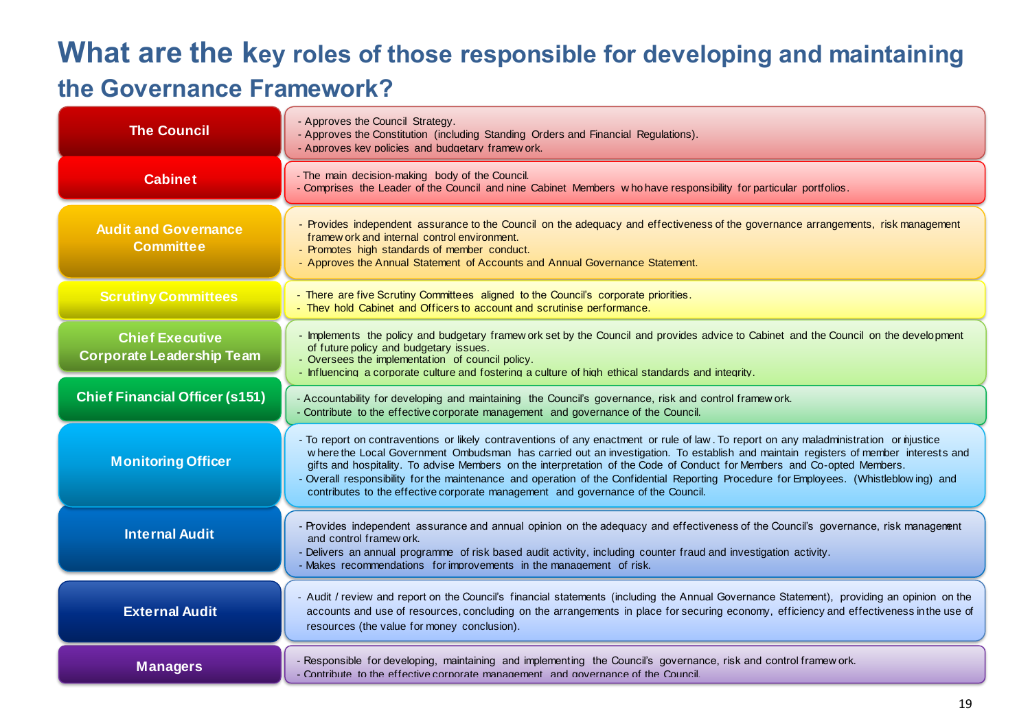# What are the key roles of those responsible for developing and maintaining the Governance Framework?

| Role | Responsibilities |
|---|---|
| **The Council** | - Approves the Council Strategy.<br>- Approves the Constitution (including Standing Orders and Financial Regulations).<br>- Approves key policies and budgetary framework. |
| **Cabinet** | - The main decision-making body of the Council.<br>- Comprises the Leader of the Council and nine Cabinet Members who have responsibility for particular portfolios. |
| **Audit and Governance Committee** | - Provides independent assurance to the Council on the adequacy and effectiveness of the governance arrangements, risk management framework and internal control environment.<br>- Promotes high standards of member conduct.<br>- Approves the Annual Statement of Accounts and Annual Governance Statement. |
| **Scrutiny Committees** | - There are five Scrutiny Committees aligned to the Council's corporate priorities.<br>- They hold Cabinet and Officers to account and scrutinise performance. |
| **Chief Executive Corporate Leadership Team** | - Implements the policy and budgetary framework set by the Council and provides advice to Cabinet and the Council on the development of future policy and budgetary issues.<br>- Oversees the implementation of council policy.<br>- Influencing a corporate culture and fostering a culture of high ethical standards and integrity. |
| **Chief Financial Officer (s151)** | - Accountability for developing and maintaining the Council's governance, risk and control framework.<br>- Contribute to the effective corporate management and governance of the Council. |
| **Monitoring Officer** | - To report on contraventions or likely contraventions of any enactment or rule of law. To report on any maladministration or injustice where the Local Government Ombudsman has carried out an investigation. To establish and maintain registers of member interests and gifts and hospitality. To advise Members on the interpretation of the Code of Conduct for Members and Co-opted Members.<br>- Overall responsibility for the maintenance and operation of the Confidential Reporting Procedure for Employees. (Whistleblowing) and contributes to the effective corporate management and governance of the Council. |
| **Internal Audit** | - Provides independent assurance and annual opinion on the adequacy and effectiveness of the Council's governance, risk management and control framework.<br>- Delivers an annual programme of risk based audit activity, including counter fraud and investigation activity.<br>- Makes recommendations for improvements in the management of risk. |
| **External Audit** | - Audit / review and report on the Council's financial statements (including the Annual Governance Statement), providing an opinion on the accounts and use of resources, concluding on the arrangements in place for securing economy, efficiency and effectiveness in the use of resources (the value for money conclusion). |
| **Managers** | - Responsible for developing, maintaining and implementing the Council's governance, risk and control framework.<br>- Contribute to the effective corporate management and governance of the Council. |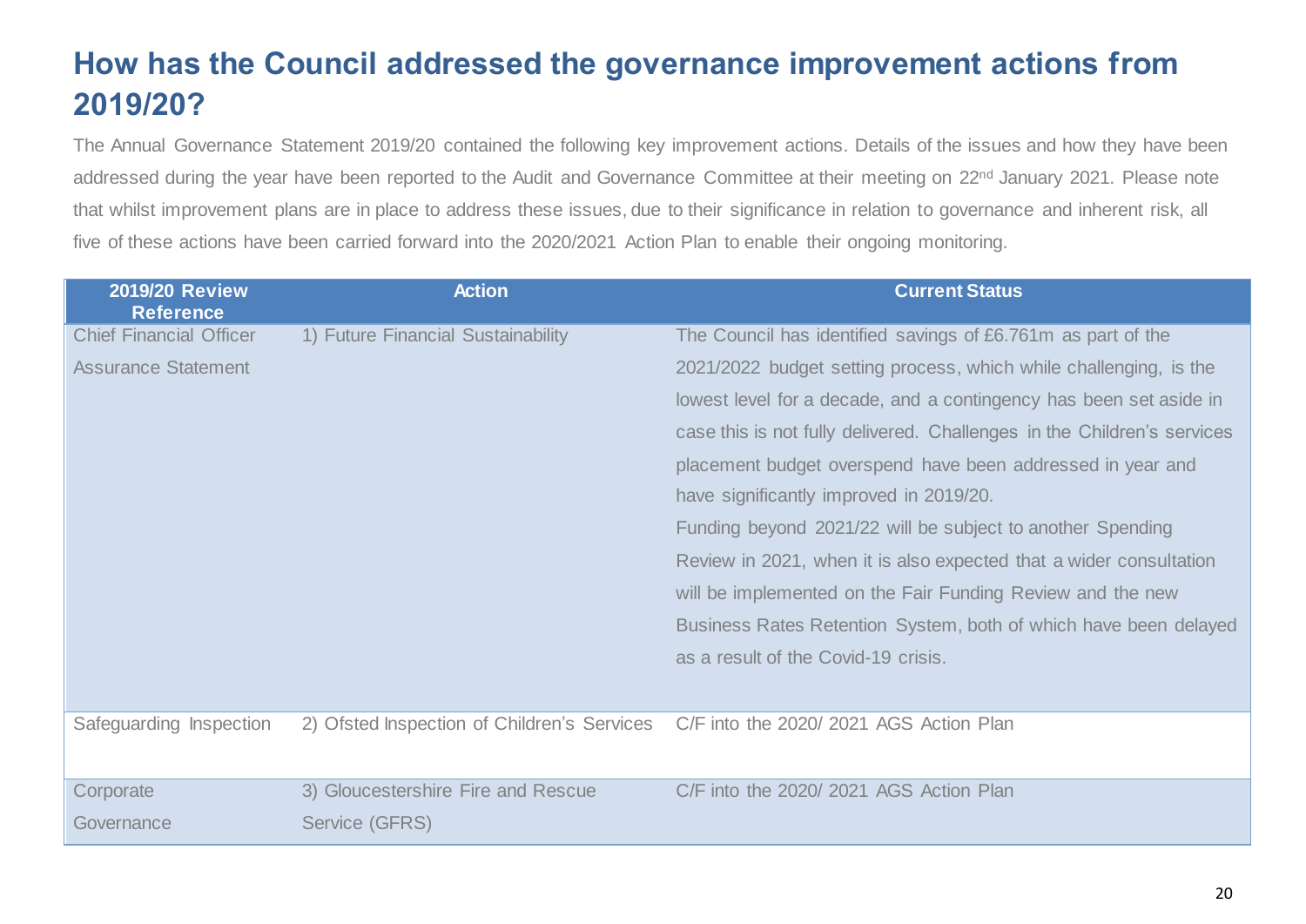## How has the Council addressed the governance improvement actions from 2019/20?

The Annual Governance Statement 2019/20 contained the following key improvement actions. Details of the issues and how they have been addressed during the year have been reported to the Audit and Governance Committee at their meeting on 22nd January 2021. Please note that whilst improvement plans are in place to address these issues, due to their significance in relation to governance and inherent risk, all five of these actions have been carried forward into the 2020/2021 Action Plan to enable their ongoing monitoring.

| 2019/20 Review Reference | Action | Current Status |
|---|---|---|
| Chief Financial Officer Assurance Statement | 1) Future Financial Sustainability | The Council has identified savings of £6.761m as part of the 2021/2022 budget setting process, which while challenging, is the lowest level for a decade, and a contingency has been set aside in case this is not fully delivered. Challenges in the Children's services placement budget overspend have been addressed in year and have significantly improved in 2019/20.<br>Funding beyond 2021/22 will be subject to another Spending Review in 2021, when it is also expected that a wider consultation will be implemented on the Fair Funding Review and the new Business Rates Retention System, both of which have been delayed as a result of the Covid-19 crisis. |
| Safeguarding Inspection | 2) Ofsted Inspection of Children's Services | C/F into the 2020/ 2021 AGS Action Plan |
| Corporate Governance | 3) Gloucestershire Fire and Rescue Service (GFRS) | C/F into the 2020/ 2021 AGS Action Plan |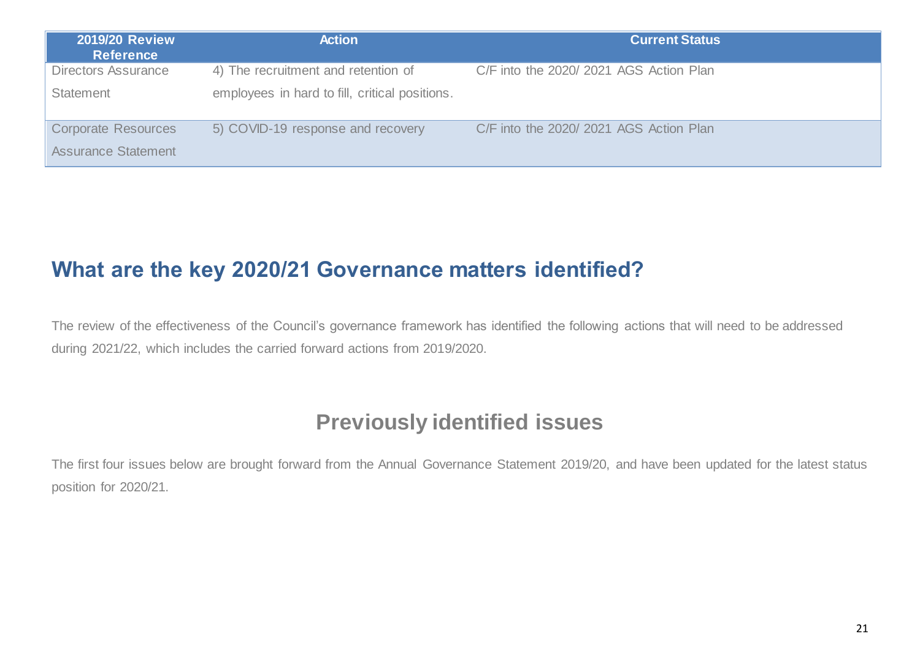| 2019/20 Review Reference | Action | Current Status |
| --- | --- | --- |
| Directors Assurance Statement | 4) The recruitment and retention of employees in hard to fill, critical positions. | C/F into the 2020/ 2021 AGS Action Plan |
| Corporate Resources Assurance Statement | 5) COVID-19 response and recovery | C/F into the 2020/ 2021 AGS Action Plan |

## What are the key 2020/21 Governance matters identified?

The review of the effectiveness of the Council's governance framework has identified the following actions that will need to be addressed during 2021/22, which includes the carried forward actions from 2019/2020.

### Previously identified issues

The first four issues below are brought forward from the Annual Governance Statement 2019/20, and have been updated for the latest status position for 2020/21.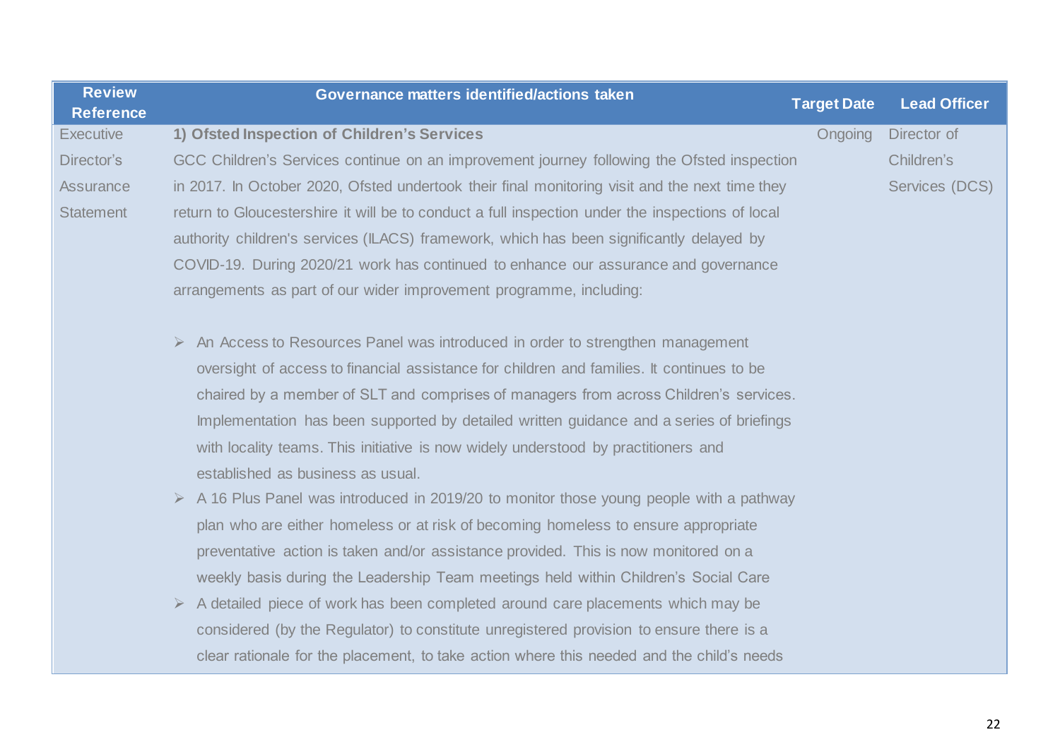| Review Reference | Governance matters identified/actions taken | Target Date | Lead Officer |
| --- | --- | --- | --- |
| Executive Director's Assurance Statement | **1) Ofsted Inspection of Children's Services**<br>GCC Children's Services continue on an improvement journey following the Ofsted inspection in 2017. In October 2020, Ofsted undertook their final monitoring visit and the next time they return to Gloucestershire it will be to conduct a full inspection under the inspections of local authority children's services (ILACS) framework, which has been significantly delayed by COVID-19. During 2020/21 work has continued to enhance our assurance and governance arrangements as part of our wider improvement programme, including:<br><br>➢ An Access to Resources Panel was introduced in order to strengthen management oversight of access to financial assistance for children and families. It continues to be chaired by a member of SLT and comprises of managers from across Children's services. Implementation has been supported by detailed written guidance and a series of briefings with locality teams. This initiative is now widely understood by practitioners and established as business as usual.<br>➢ A 16 Plus Panel was introduced in 2019/20 to monitor those young people with a pathway plan who are either homeless or at risk of becoming homeless to ensure appropriate preventative action is taken and/or assistance provided. This is now monitored on a weekly basis during the Leadership Team meetings held within Children's Social Care<br>➢ A detailed piece of work has been completed around care placements which may be considered (by the Regulator) to constitute unregistered provision to ensure there is a clear rationale for the placement, to take action where this needed and the child's needs | Ongoing | Director of Children's Services (DCS) |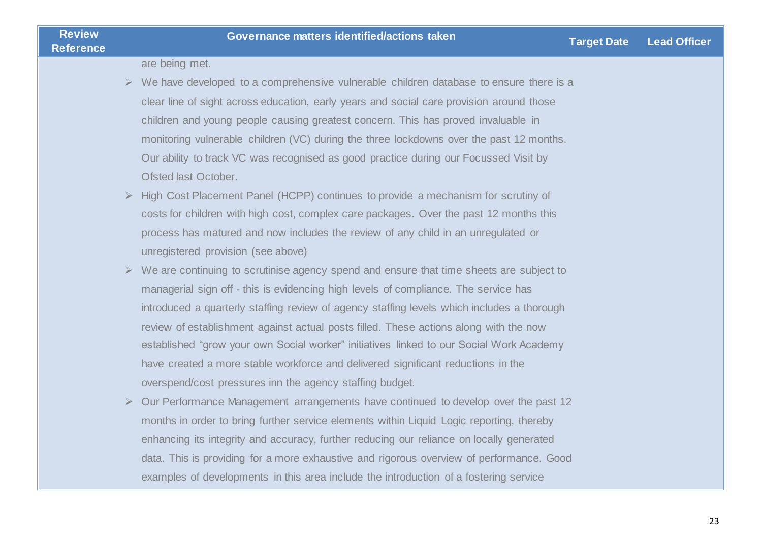| Review Reference | Governance matters identified/actions taken | Target Date | Lead Officer |
|---|---|---|---|
| | are being met.<br>➢ We have developed to a comprehensive vulnerable children database to ensure there is a clear line of sight across education, early years and social care provision around those children and young people causing greatest concern. This has proved invaluable in monitoring vulnerable children (VC) during the three lockdowns over the past 12 months. Our ability to track VC was recognised as good practice during our Focussed Visit by Ofsted last October.<br>➢ High Cost Placement Panel (HCPP) continues to provide a mechanism for scrutiny of costs for children with high cost, complex care packages. Over the past 12 months this process has matured and now includes the review of any child in an unregulated or unregistered provision (see above)<br>➢ We are continuing to scrutinise agency spend and ensure that time sheets are subject to managerial sign off - this is evidencing high levels of compliance. The service has introduced a quarterly staffing review of agency staffing levels which includes a thorough review of establishment against actual posts filled. These actions along with the now established “grow your own Social worker” initiatives linked to our Social Work Academy have created a more stable workforce and delivered significant reductions in the overspend/cost pressures inn the agency staffing budget.<br>➢ Our Performance Management arrangements have continued to develop over the past 12 months in order to bring further service elements within Liquid Logic reporting, thereby enhancing its integrity and accuracy, further reducing our reliance on locally generated data. This is providing for a more exhaustive and rigorous overview of performance. Good examples of developments in this area include the introduction of a fostering service | | |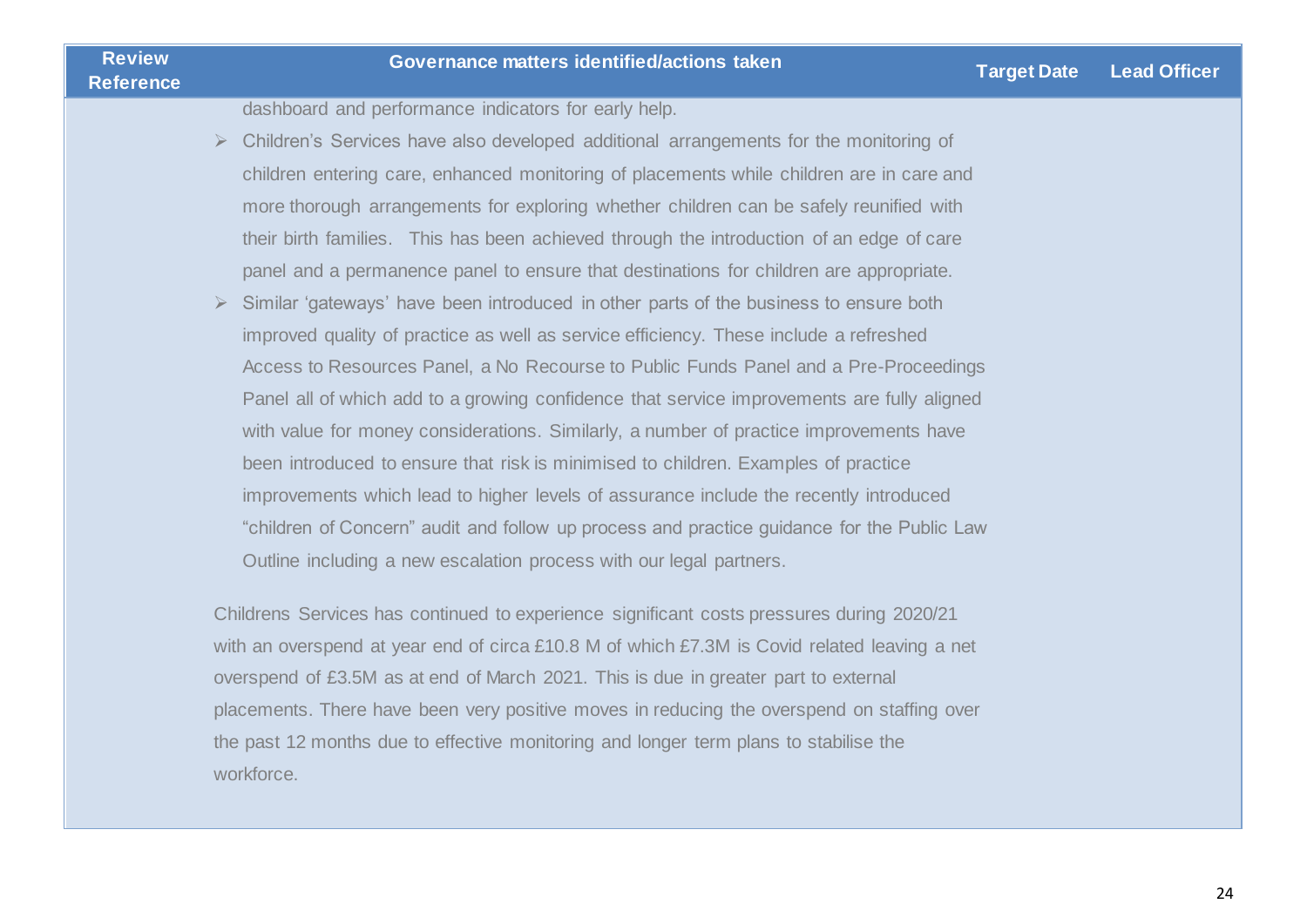| Review Reference | Governance matters identified/actions taken | Target Date | Lead Officer |
| --- | --- | --- | --- |
| | dashboard and performance indicators for early help.<br>➢ Children's Services have also developed additional arrangements for the monitoring of children entering care, enhanced monitoring of placements while children are in care and more thorough arrangements for exploring whether children can be safely reunified with their birth families. This has been achieved through the introduction of an edge of care panel and a permanence panel to ensure that destinations for children are appropriate.<br>➢ Similar 'gateways' have been introduced in other parts of the business to ensure both improved quality of practice as well as service efficiency. These include a refreshed Access to Resources Panel, a No Recourse to Public Funds Panel and a Pre-Proceedings Panel all of which add to a growing confidence that service improvements are fully aligned with value for money considerations. Similarly, a number of practice improvements have been introduced to ensure that risk is minimised to children. Examples of practice improvements which lead to higher levels of assurance include the recently introduced "children of Concern" audit and follow up process and practice guidance for the Public Law Outline including a new escalation process with our legal partners.<br><br>Childrens Services has continued to experience significant costs pressures during 2020/21 with an overspend at year end of circa £10.8 M of which £7.3M is Covid related leaving a net overspend of £3.5M as at end of March 2021. This is due in greater part to external placements. There have been very positive moves in reducing the overspend on staffing over the past 12 months due to effective monitoring and longer term plans to stabilise the workforce. | | |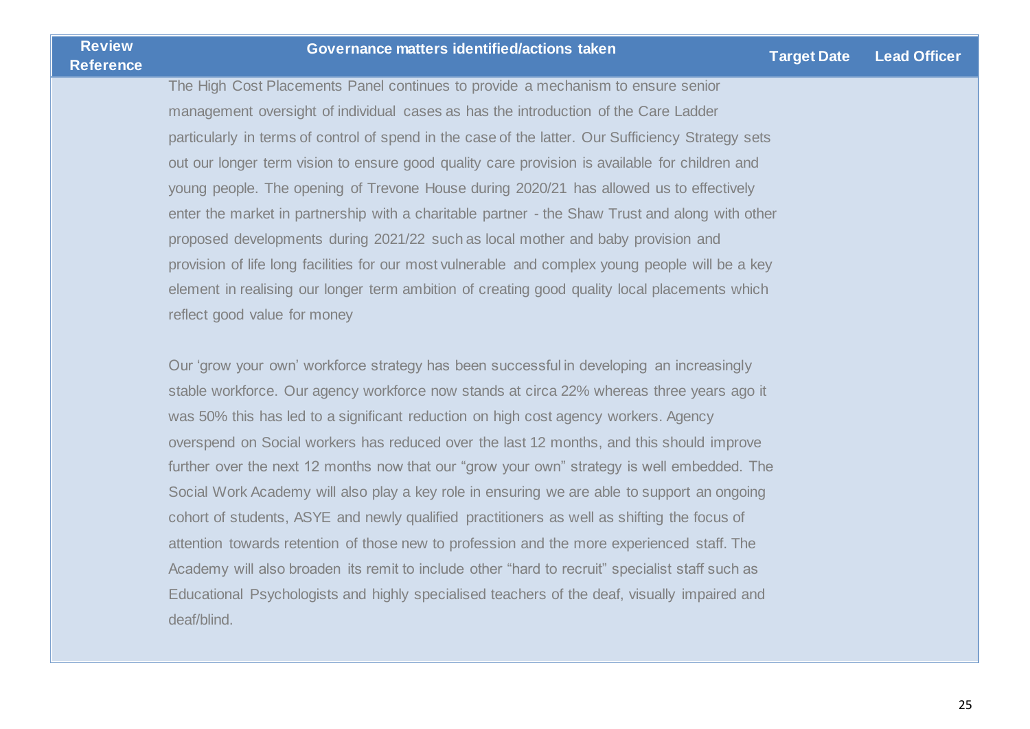| Review Reference | Governance matters identified/actions taken | Target Date | Lead Officer |
|---|---|---|---|
| | The High Cost Placements Panel continues to provide a mechanism to ensure senior management oversight of individual cases as has the introduction of the Care Ladder particularly in terms of control of spend in the case of the latter. Our Sufficiency Strategy sets out our longer term vision to ensure good quality care provision is available for children and young people. The opening of Trevone House during 2020/21 has allowed us to effectively enter the market in partnership with a charitable partner - the Shaw Trust and along with other proposed developments during 2021/22 such as local mother and baby provision and provision of life long facilities for our most vulnerable and complex young people will be a key element in realising our longer term ambition of creating good quality local placements which reflect good value for money<br><br>Our 'grow your own' workforce strategy has been successful in developing an increasingly stable workforce. Our agency workforce now stands at circa 22% whereas three years ago it was 50% this has led to a significant reduction on high cost agency workers. Agency overspend on Social workers has reduced over the last 12 months, and this should improve further over the next 12 months now that our "grow your own" strategy is well embedded. The Social Work Academy will also play a key role in ensuring we are able to support an ongoing cohort of students, ASYE and newly qualified practitioners as well as shifting the focus of attention towards retention of those new to profession and the more experienced staff. The Academy will also broaden its remit to include other "hard to recruit" specialist staff such as Educational Psychologists and highly specialised teachers of the deaf, visually impaired and deaf/blind. | | |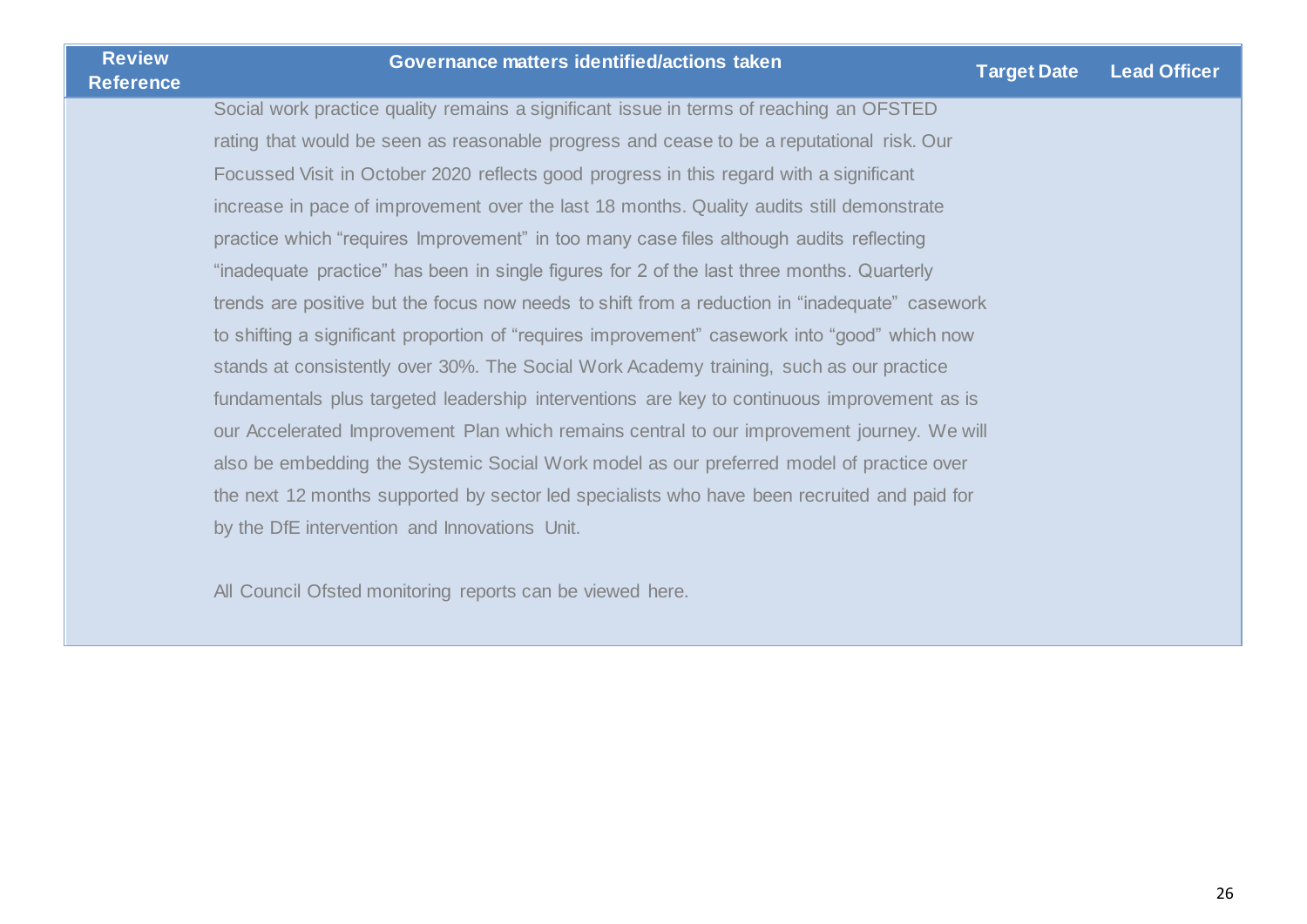| Review Reference | Governance matters identified/actions taken | Target Date | Lead Officer |
| --- | --- | --- | --- |
| | Social work practice quality remains a significant issue in terms of reaching an OFSTED rating that would be seen as reasonable progress and cease to be a reputational risk. Our Focussed Visit in October 2020 reflects good progress in this regard with a significant increase in pace of improvement over the last 18 months. Quality audits still demonstrate practice which "requires Improvement" in too many case files although audits reflecting "inadequate practice" has been in single figures for 2 of the last three months. Quarterly trends are positive but the focus now needs to shift from a reduction in "inadequate" casework to shifting a significant proportion of "requires improvement" casework into "good" which now stands at consistently over 30%. The Social Work Academy training, such as our practice fundamentals plus targeted leadership interventions are key to continuous improvement as is our Accelerated Improvement Plan which remains central to our improvement journey. We will also be embedding the Systemic Social Work model as our preferred model of practice over the next 12 months supported by sector led specialists who have been recruited and paid for by the DfE intervention and Innovations Unit.<br><br>All Council Ofsted monitoring reports can be viewed here. | | |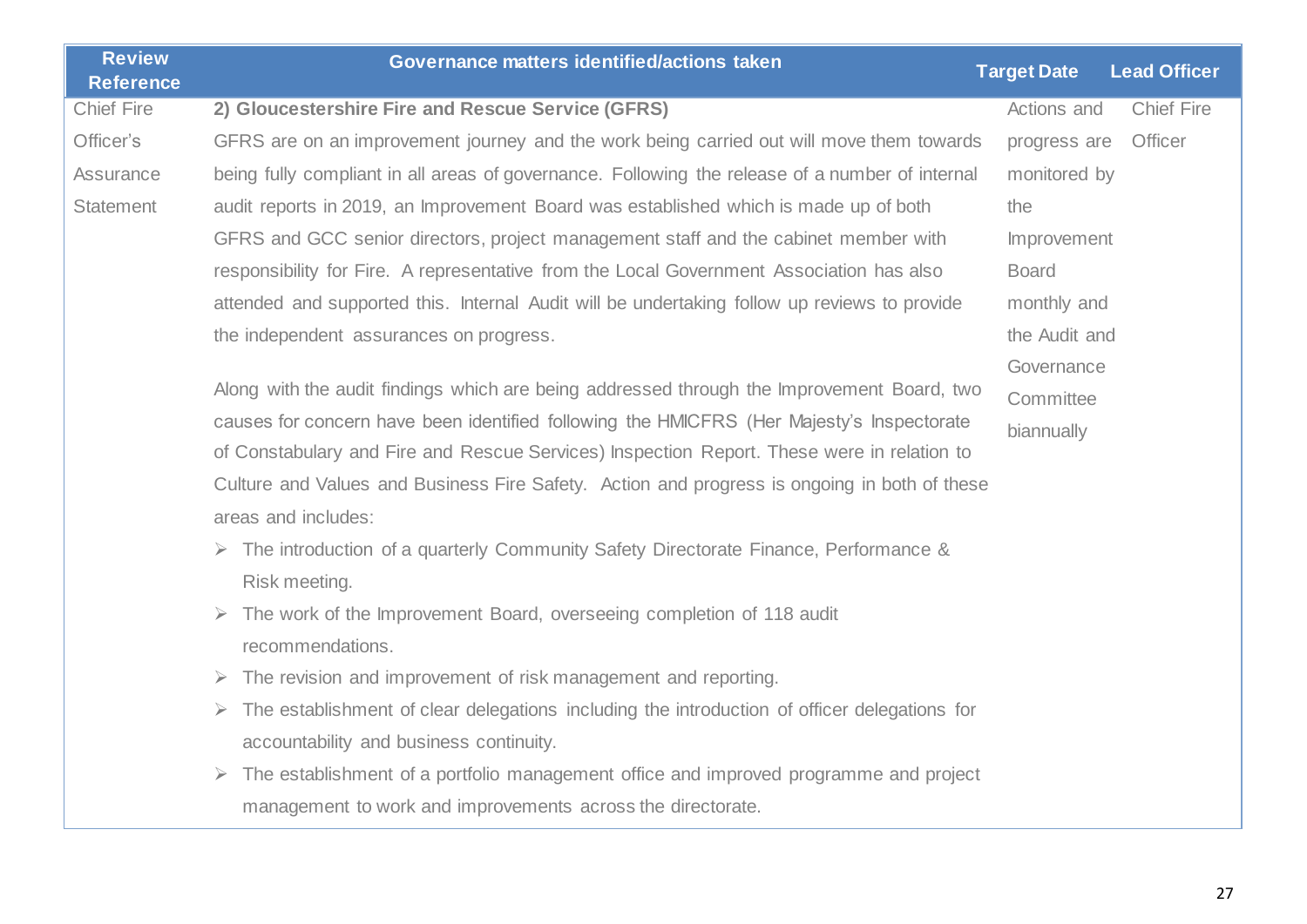| Review Reference | Governance matters identified/actions taken | Target Date | Lead Officer |
|---|---|---|---|
| Chief Fire Officer's Assurance Statement | **2) Gloucestershire Fire and Rescue Service (GFRS)**<br>GFRS are on an improvement journey and the work being carried out will move them towards being fully compliant in all areas of governance. Following the release of a number of internal audit reports in 2019, an Improvement Board was established which is made up of both GFRS and GCC senior directors, project management staff and the cabinet member with responsibility for Fire. A representative from the Local Government Association has also attended and supported this. Internal Audit will be undertaking follow up reviews to provide the independent assurances on progress.<br><br>Along with the audit findings which are being addressed through the Improvement Board, two causes for concern have been identified following the HMICFRS (Her Majesty's Inspectorate of Constabulary and Fire and Rescue Services) Inspection Report. These were in relation to Culture and Values and Business Fire Safety. Action and progress is ongoing in both of these areas and includes:<br>➢ The introduction of a quarterly Community Safety Directorate Finance, Performance & Risk meeting.<br>➢ The work of the Improvement Board, overseeing completion of 118 audit recommendations.<br>➢ The revision and improvement of risk management and reporting.<br>➢ The establishment of clear delegations including the introduction of officer delegations for accountability and business continuity.<br>➢ The establishment of a portfolio management office and improved programme and project management to work and improvements across the directorate. | Actions and progress are monitored by the Improvement Board monthly and the Audit and Governance Committee biannually | Chief Fire Officer |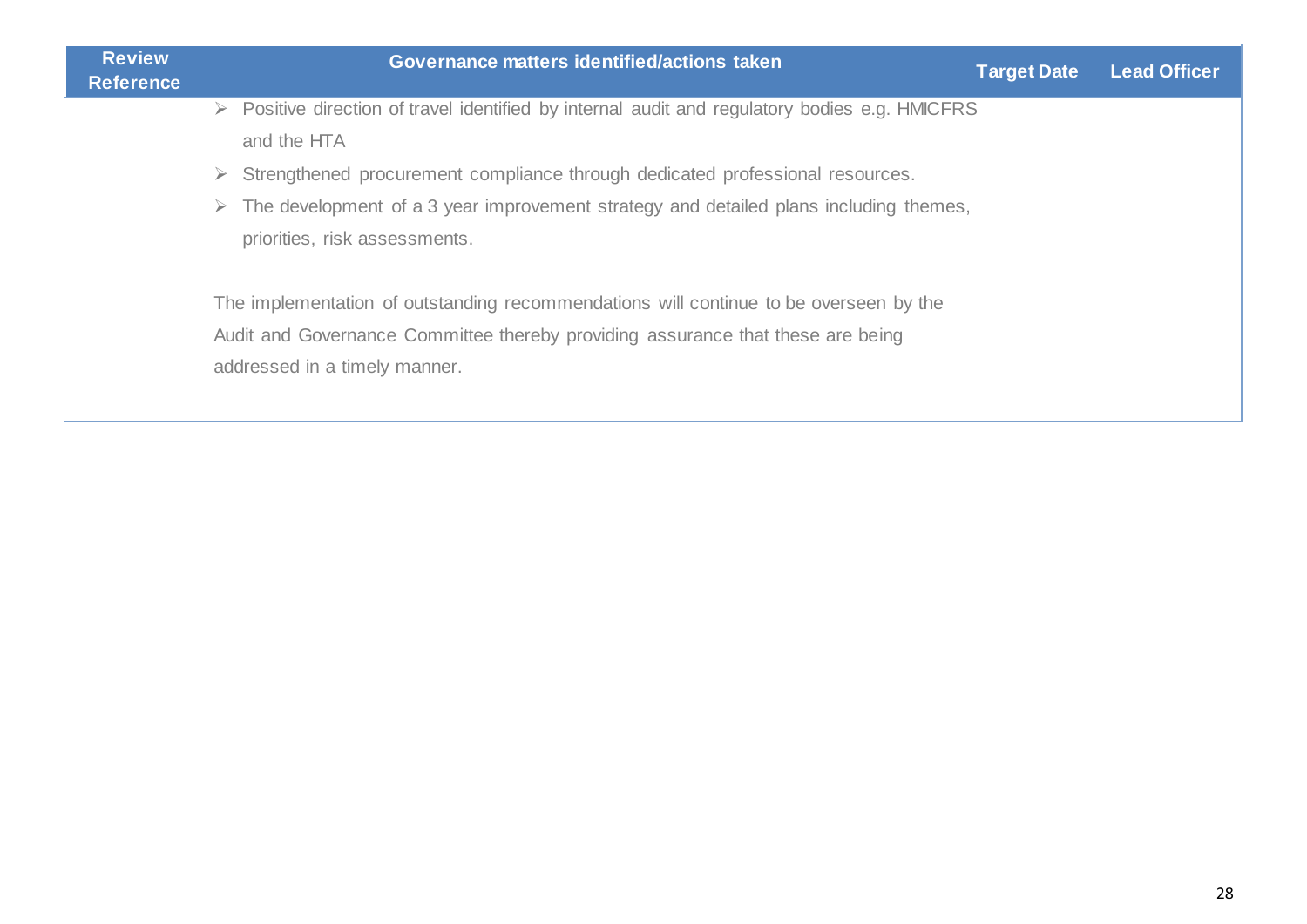| Review Reference | Governance matters identified/actions taken | Target Date | Lead Officer |
|---|---|---|---|
| | ➢ Positive direction of travel identified by internal audit and regulatory bodies e.g. HMICFRS and the HTA<br>➢ Strengthened procurement compliance through dedicated professional resources.<br>➢ The development of a 3 year improvement strategy and detailed plans including themes, priorities, risk assessments.<br><br>The implementation of outstanding recommendations will continue to be overseen by the Audit and Governance Committee thereby providing assurance that these are being addressed in a timely manner. | | |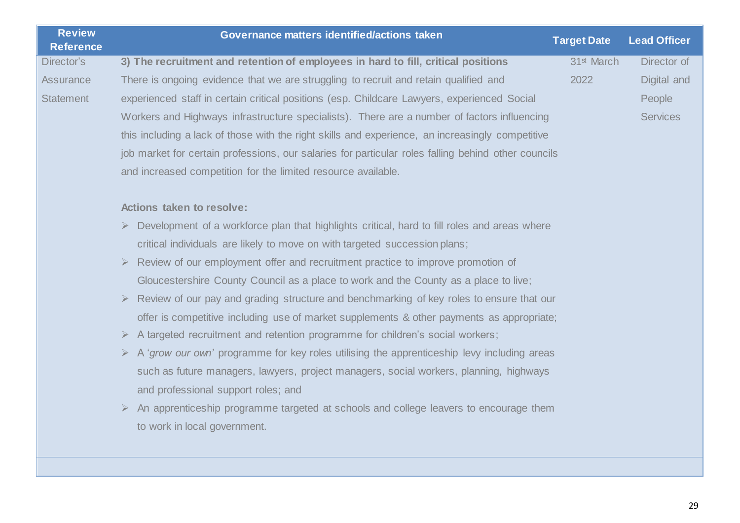| Review Reference | Governance matters identified/actions taken | Target Date | Lead Officer |
|---|---|---|---|
| Director's Assurance Statement | **3) The recruitment and retention of employees in hard to fill, critical positions**<br>There is ongoing evidence that we are struggling to recruit and retain qualified and experienced staff in certain critical positions (esp. Childcare Lawyers, experienced Social Workers and Highways infrastructure specialists). There are a number of factors influencing this including a lack of those with the right skills and experience, an increasingly competitive job market for certain professions, our salaries for particular roles falling behind other councils and increased competition for the limited resource available.<br><br>**Actions taken to resolve:**<br>➢ Development of a workforce plan that highlights critical, hard to fill roles and areas where critical individuals are likely to move on with targeted succession plans;<br>➢ Review of our employment offer and recruitment practice to improve promotion of Gloucestershire County Council as a place to work and the County as a place to live;<br>➢ Review of our pay and grading structure and benchmarking of key roles to ensure that our offer is competitive including use of market supplements & other payments as appropriate;<br>➢ A targeted recruitment and retention programme for children's social workers;<br>➢ A '*grow our own'* programme for key roles utilising the apprenticeship levy including areas such as future managers, lawyers, project managers, social workers, planning, highways and professional support roles; and<br>➢ An apprenticeship programme targeted at schools and college leavers to encourage them to work in local government. | 31st March 2022 | Director of Digital and People Services |
| | | | |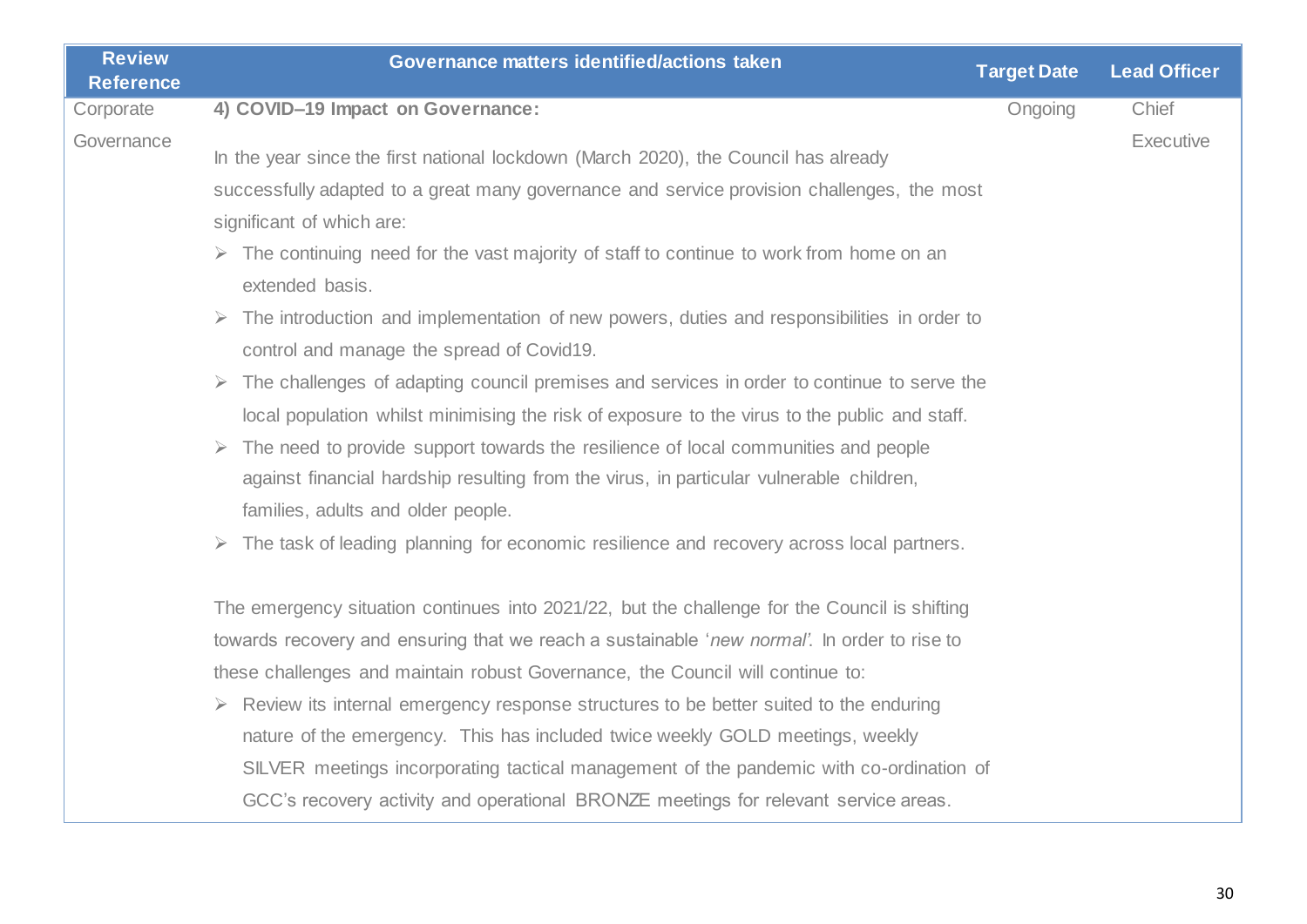| Review Reference | Governance matters identified/actions taken | Target Date | Lead Officer |
|---|---|---|---|
| Corporate Governance | **4) COVID–19 Impact on Governance:**<br><br>In the year since the first national lockdown (March 2020), the Council has already successfully adapted to a great many governance and service provision challenges, the most significant of which are:<br>➢ The continuing need for the vast majority of staff to continue to work from home on an extended basis.<br>➢ The introduction and implementation of new powers, duties and responsibilities in order to control and manage the spread of Covid19.<br>➢ The challenges of adapting council premises and services in order to continue to serve the local population whilst minimising the risk of exposure to the virus to the public and staff.<br>➢ The need to provide support towards the resilience of local communities and people against financial hardship resulting from the virus, in particular vulnerable children, families, adults and older people.<br>➢ The task of leading planning for economic resilience and recovery across local partners.<br><br>The emergency situation continues into 2021/22, but the challenge for the Council is shifting towards recovery and ensuring that we reach a sustainable '*new normal*'. In order to rise to these challenges and maintain robust Governance, the Council will continue to:<br>➢ Review its internal emergency response structures to be better suited to the enduring nature of the emergency. This has included twice weekly GOLD meetings, weekly SILVER meetings incorporating tactical management of the pandemic with co-ordination of GCC's recovery activity and operational BRONZE meetings for relevant service areas. | Ongoing | Chief Executive |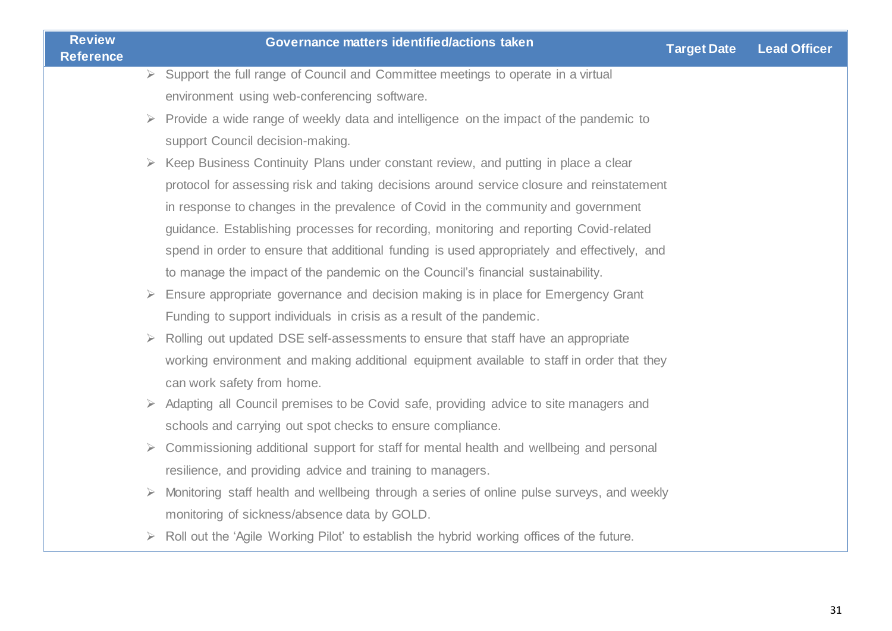| Review Reference | Governance matters identified/actions taken | Target Date | Lead Officer |
|---|---|---|---|
| | ➢ Support the full range of Council and Committee meetings to operate in a virtual environment using web-conferencing software.<br>➢ Provide a wide range of weekly data and intelligence on the impact of the pandemic to support Council decision-making.<br>➢ Keep Business Continuity Plans under constant review, and putting in place a clear protocol for assessing risk and taking decisions around service closure and reinstatement in response to changes in the prevalence of Covid in the community and government guidance. Establishing processes for recording, monitoring and reporting Covid-related spend in order to ensure that additional funding is used appropriately and effectively, and to manage the impact of the pandemic on the Council's financial sustainability.<br>➢ Ensure appropriate governance and decision making is in place for Emergency Grant Funding to support individuals in crisis as a result of the pandemic.<br>➢ Rolling out updated DSE self-assessments to ensure that staff have an appropriate working environment and making additional equipment available to staff in order that they can work safety from home.<br>➢ Adapting all Council premises to be Covid safe, providing advice to site managers and schools and carrying out spot checks to ensure compliance.<br>➢ Commissioning additional support for staff for mental health and wellbeing and personal resilience, and providing advice and training to managers.<br>➢ Monitoring staff health and wellbeing through a series of online pulse surveys, and weekly monitoring of sickness/absence data by GOLD.<br>➢ Roll out the 'Agile Working Pilot' to establish the hybrid working offices of the future. | | |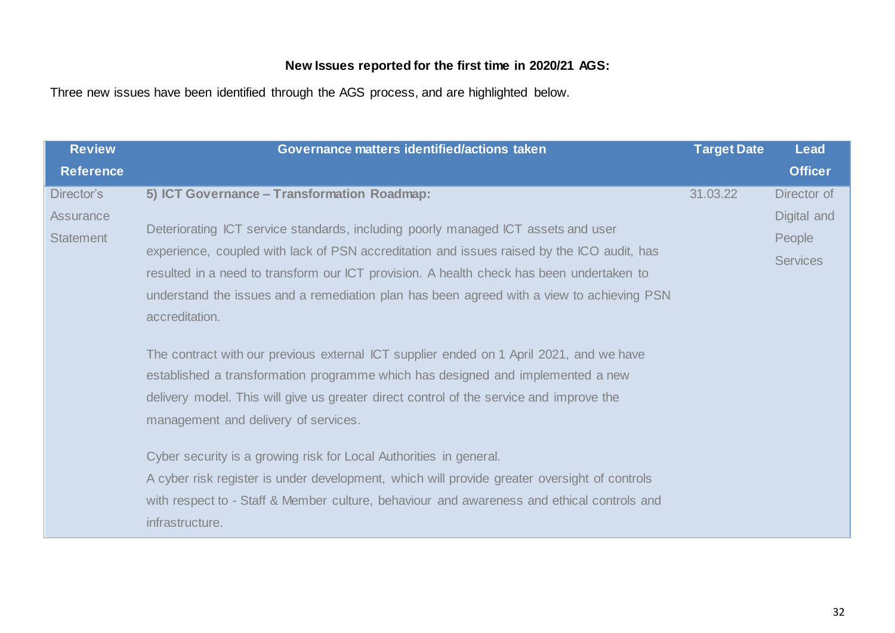**New Issues reported for the first time in 2020/21 AGS:**

Three new issues have been identified through the AGS process, and are highlighted below.

| Review Reference | Governance matters identified/actions taken | Target Date | Lead Officer |
|---|---|---|---|
| Director's Assurance Statement | **5) ICT Governance – Transformation Roadmap:**<br><br>Deteriorating ICT service standards, including poorly managed ICT assets and user experience, coupled with lack of PSN accreditation and issues raised by the ICO audit, has resulted in a need to transform our ICT provision. A health check has been undertaken to understand the issues and a remediation plan has been agreed with a view to achieving PSN accreditation.<br><br>The contract with our previous external ICT supplier ended on 1 April 2021, and we have established a transformation programme which has designed and implemented a new delivery model. This will give us greater direct control of the service and improve the management and delivery of services.<br><br>Cyber security is a growing risk for Local Authorities in general.<br>A cyber risk register is under development, which will provide greater oversight of controls with respect to - Staff & Member culture, behaviour and awareness and ethical controls and infrastructure. | 31.03.22 | Director of Digital and People Services |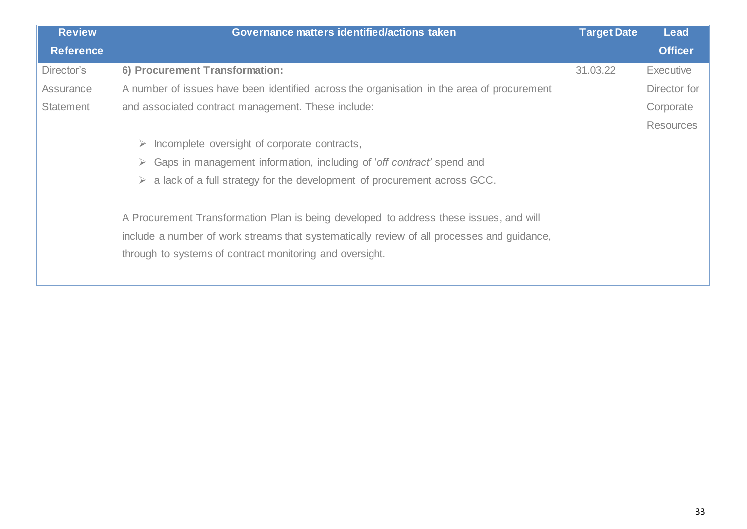| Review Reference | Governance matters identified/actions taken | Target Date | Lead Officer |
|---|---|---|---|
| Director's Assurance Statement | **6) Procurement Transformation:**<br>A number of issues have been identified across the organisation in the area of procurement and associated contract management. These include:<br>➢ Incomplete oversight of corporate contracts,<br>➢ Gaps in management information, including of '*off contract'* spend and<br>➢ a lack of a full strategy for the development of procurement across GCC.<br><br>A Procurement Transformation Plan is being developed to address these issues, and will include a number of work streams that systematically review of all processes and guidance, through to systems of contract monitoring and oversight. | 31.03.22 | Executive Director for Corporate Resources |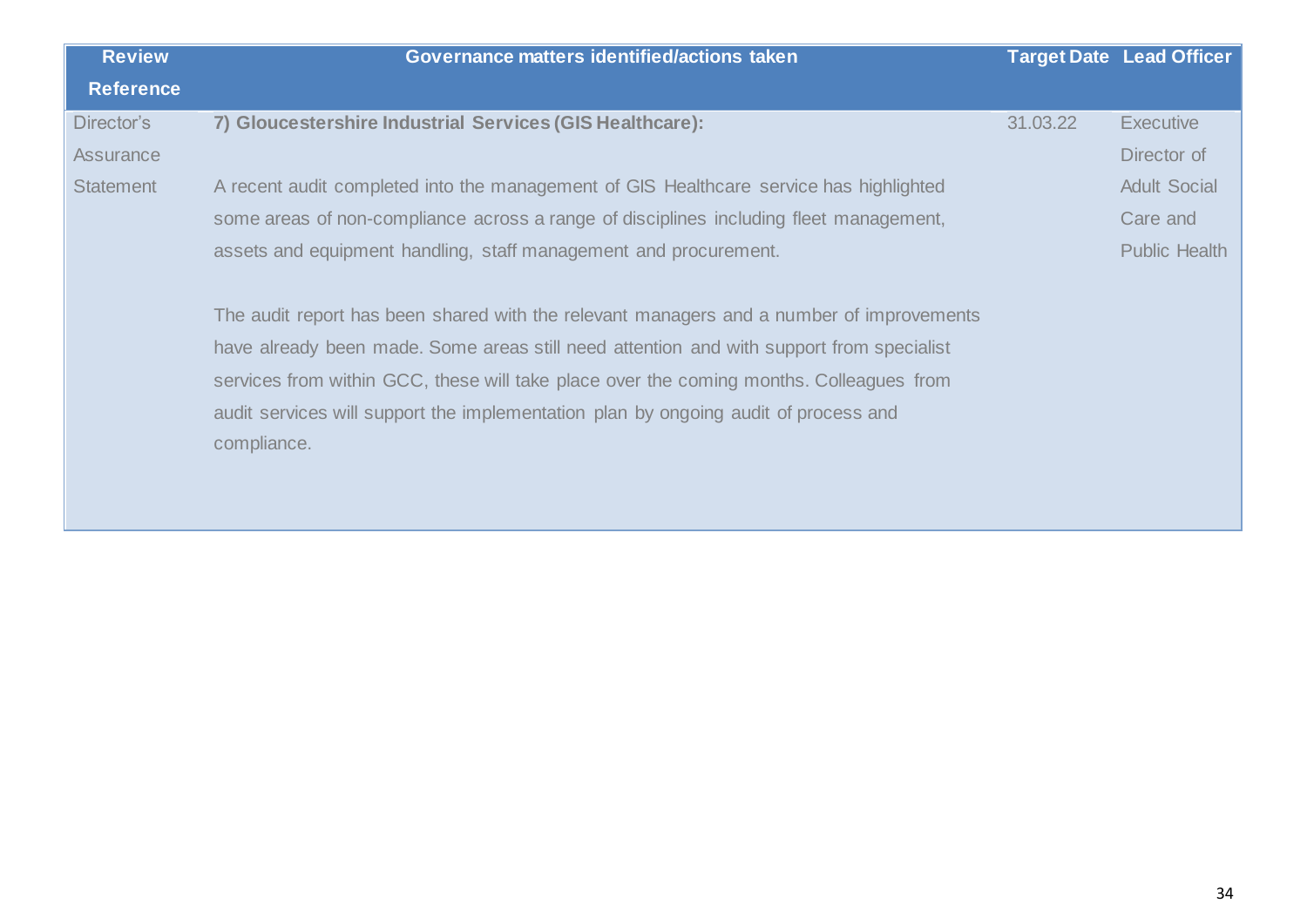| Review Reference | Governance matters identified/actions taken | Target Date | Lead Officer |
|---|---|---|---|
| Director's Assurance Statement | **7) Gloucestershire Industrial Services (GIS Healthcare):**<br><br>A recent audit completed into the management of GIS Healthcare service has highlighted some areas of non-compliance across a range of disciplines including fleet management, assets and equipment handling, staff management and procurement.<br><br>The audit report has been shared with the relevant managers and a number of improvements have already been made. Some areas still need attention and with support from specialist services from within GCC, these will take place over the coming months. Colleagues from audit services will support the implementation plan by ongoing audit of process and compliance. | 31.03.22 | Executive Director of Adult Social Care and Public Health |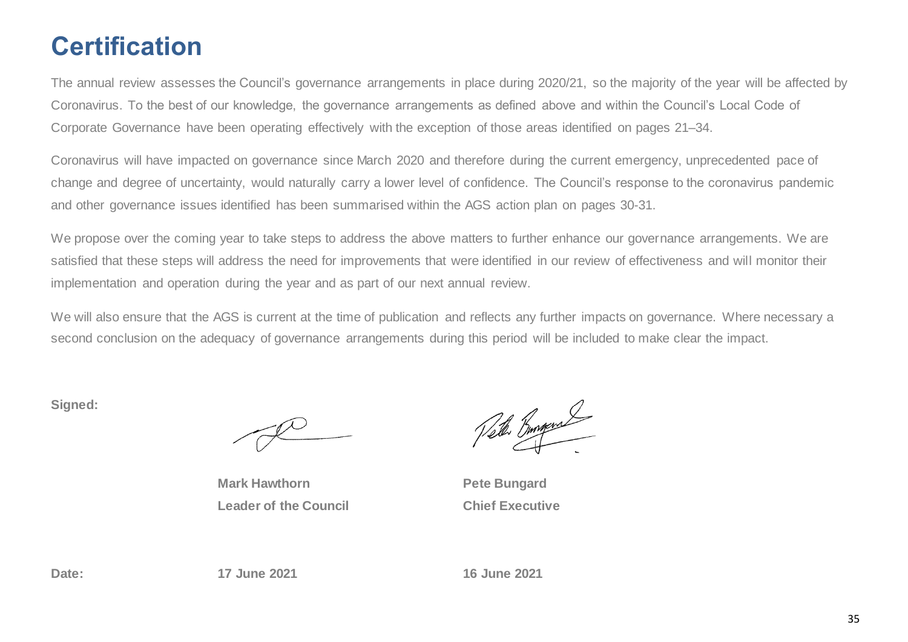# Certification

The annual review assesses the Council's governance arrangements in place during 2020/21, so the majority of the year will be affected by Coronavirus. To the best of our knowledge, the governance arrangements as defined above and within the Council's Local Code of Corporate Governance have been operating effectively with the exception of those areas identified on pages 21–34.

Coronavirus will have impacted on governance since March 2020 and therefore during the current emergency, unprecedented pace of change and degree of uncertainty, would naturally carry a lower level of confidence. The Council's response to the coronavirus pandemic and other governance issues identified has been summarised within the AGS action plan on pages 30-31.

We propose over the coming year to take steps to address the above matters to further enhance our governance arrangements. We are satisfied that these steps will address the need for improvements that were identified in our review of effectiveness and will monitor their implementation and operation during the year and as part of our next annual review.

We will also ensure that the AGS is current at the time of publication and reflects any further impacts on governance. Where necessary a second conclusion on the adequacy of governance arrangements during this period will be included to make clear the impact.

**Signed:**

| | | |
|---|---|---|
| | **Mark Hawthorn** | **Pete Bungard** |
| | **Leader of the Council** | **Chief Executive** |
| **Date:** | **17 June 2021** | **16 June 2021** |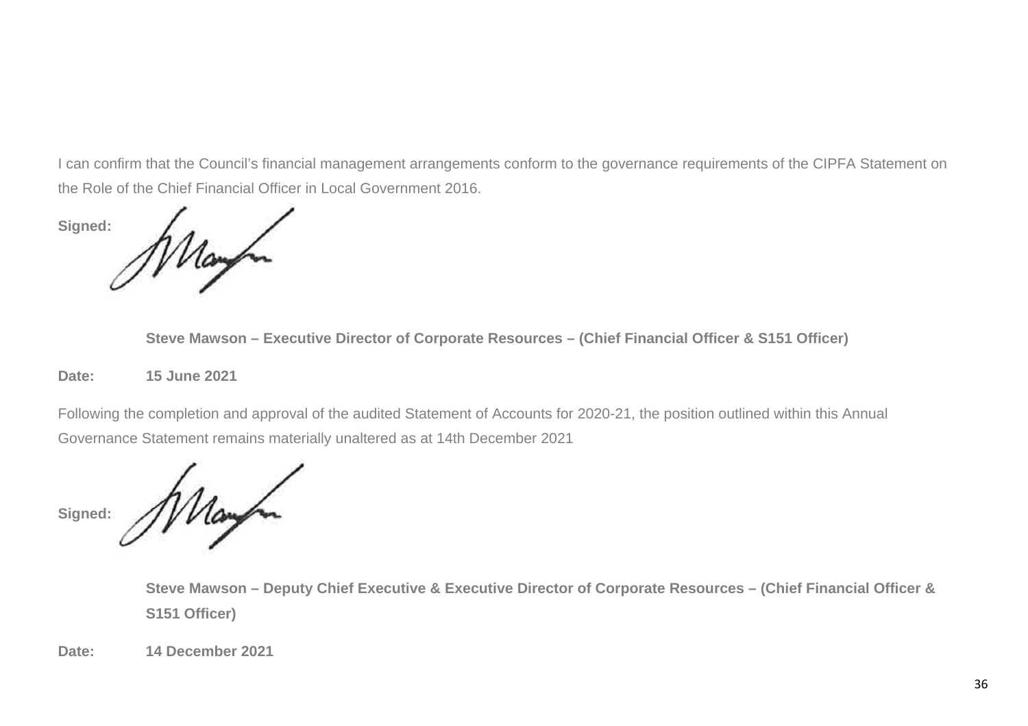I can confirm that the Council's financial management arrangements conform to the governance requirements of the CIPFA Statement on the Role of the Chief Financial Officer in Local Government 2016.

**Signed:**

**Steve Mawson – Executive Director of Corporate Resources – (Chief Financial Officer & S151 Officer)**

**Date:** **15 June 2021**

Following the completion and approval of the audited Statement of Accounts for 2020-21, the position outlined within this Annual Governance Statement remains materially unaltered as at 14th December 2021

**Signed:**

**Steve Mawson – Deputy Chief Executive & Executive Director of Corporate Resources – (Chief Financial Officer & S151 Officer)**

**Date:** **14 December 2021**